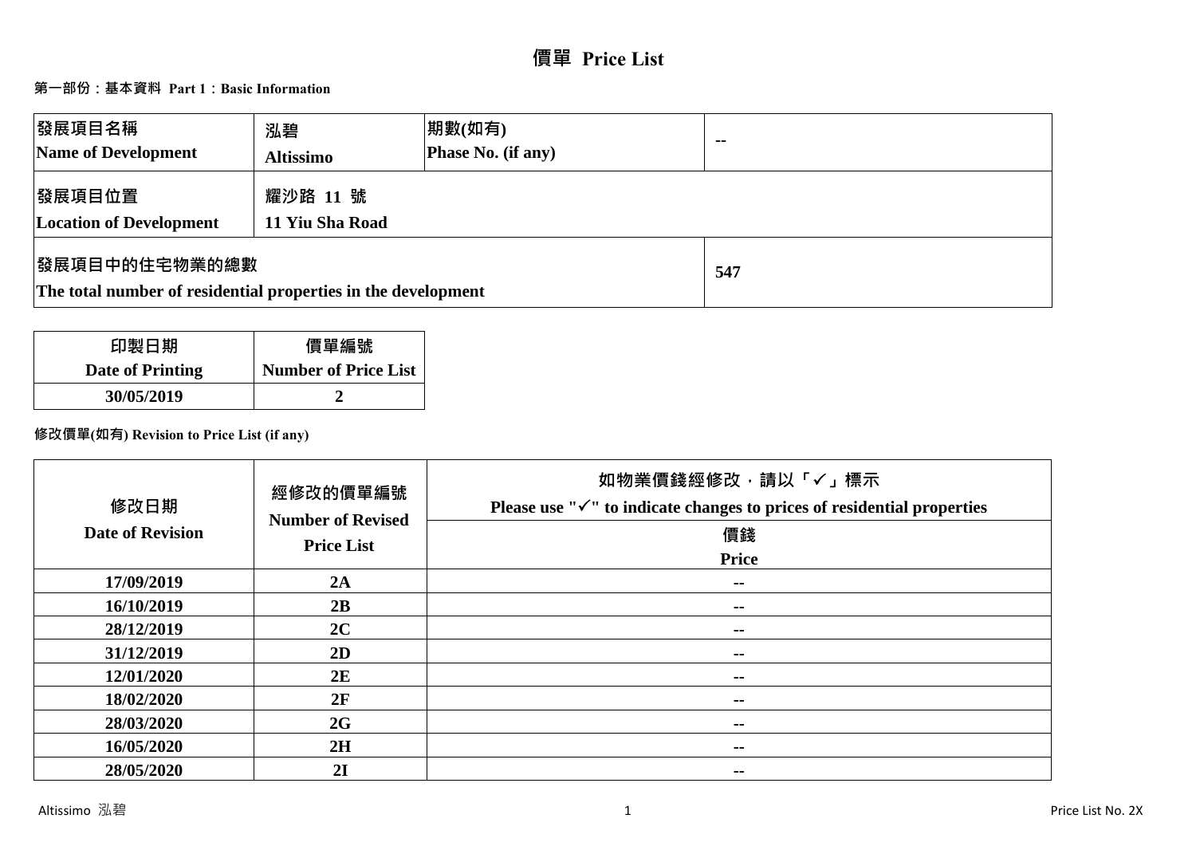# 價單 Price List

**第一部份：基本資料 Part 1：Basic Information**

| 發展項目名稱<br>Name of Development | 泓碧<br>Altissimo | 期數(如有)<br>Phase No. (if any) | -- |
|---|---|---|---|
| 發展項目位置<br>Location of Development | 耀沙路 11 號<br>11 Yiu Sha Road | | |
| 發展項目中的住宅物業的總數<br>The total number of residential properties in the development | | | 547 |

| 印製日期<br>Date of Printing | 價單編號<br>Number of Price List |
|---|---|
| 30/05/2019 | 2 |

**修改價單(如有) Revision to Price List (if any)**

| 修改日期<br>Date of Revision | 經修改的價單編號<br>Number of Revised Price List | 如物業價錢經修改，請以「✓」標示<br>Please use "✓" to indicate changes to prices of residential properties<br>價錢<br>Price |
|---|---|---|
| 17/09/2019 | 2A | -- |
| 16/10/2019 | 2B | -- |
| 28/12/2019 | 2C | -- |
| 31/12/2019 | 2D | -- |
| 12/01/2020 | 2E | -- |
| 18/02/2020 | 2F | -- |
| 28/03/2020 | 2G | -- |
| 16/05/2020 | 2H | -- |
| 28/05/2020 | 2I | -- |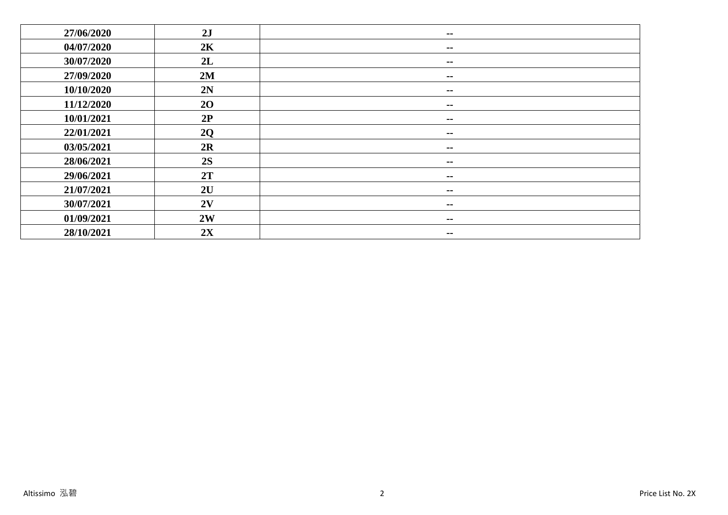| 27/06/2020 | 2J | -- |
|---|---|---|
| 04/07/2020 | 2K | -- |
| 30/07/2020 | 2L | -- |
| 27/09/2020 | 2M | -- |
| 10/10/2020 | 2N | -- |
| 11/12/2020 | 2O | -- |
| 10/01/2021 | 2P | -- |
| 22/01/2021 | 2Q | -- |
| 03/05/2021 | 2R | -- |
| 28/06/2021 | 2S | -- |
| 29/06/2021 | 2T | -- |
| 21/07/2021 | 2U | -- |
| 30/07/2021 | 2V | -- |
| 01/09/2021 | 2W | -- |
| 28/10/2021 | 2X | -- |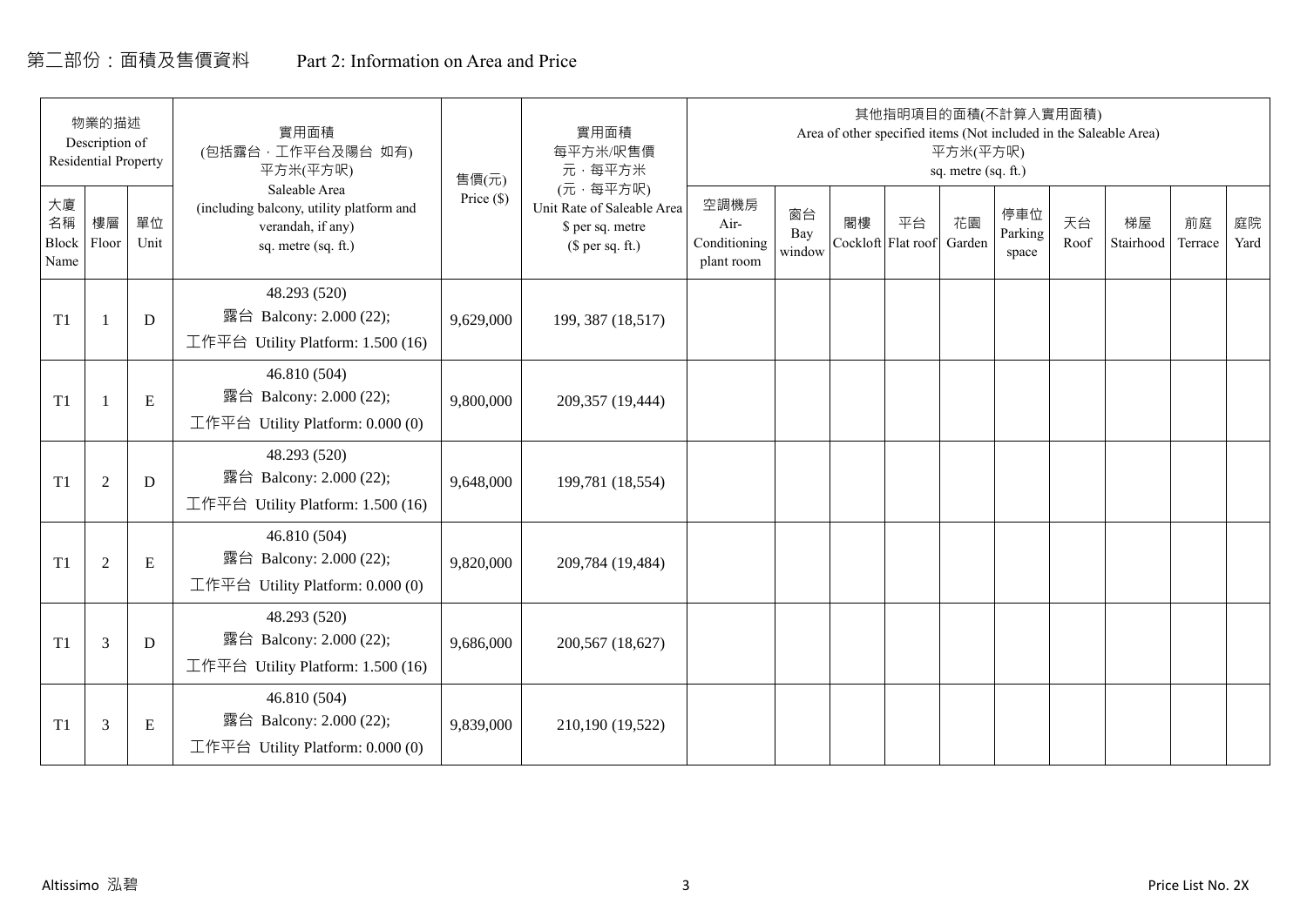# 第二部份：面積及售價資料 Part 2: Information on Area and Price

| 物業的描述 Description of Residential Property | | | 實用面積 (包括露台，工作平台及陽台 如有) 平方米(平方呎) Saleable Area (including balcony, utility platform and verandah, if any) sq. metre (sq. ft.) | 售價(元) Price ($) | 實用面積 每平方米/呎售價 元，每平方米 (元，每平方呎) Unit Rate of Saleable Area $ per sq. metre ($ per sq. ft.) | 其他指明項目的面積(不計算入實用面積) Area of other specified items (Not included in the Saleable Area) 平方米(平方呎) sq. metre (sq. ft.) | | | | | | | | | |
|---|---|---|---|---|---|---|---|---|---|---|---|---|---|---|---|
| 大廈名稱 Block Name | 樓層 Floor | 單位 Unit | | | | 空調機房 Air-Conditioning plant room | 窗台 Bay window | 閣樓 Cockloft | 平台 Flat roof | 花園 Garden | 停車位 Parking space | 天台 Roof | 梯屋 Stairhood | 前庭 Terrace | 庭院 Yard |
| T1 | 1 | D | 48.293 (520) 露台 Balcony: 2.000 (22); 工作平台 Utility Platform: 1.500 (16) | 9,629,000 | 199, 387 (18,517) | | | | | | | | | | |
| T1 | 1 | E | 46.810 (504) 露台 Balcony: 2.000 (22); 工作平台 Utility Platform: 0.000 (0) | 9,800,000 | 209,357 (19,444) | | | | | | | | | | |
| T1 | 2 | D | 48.293 (520) 露台 Balcony: 2.000 (22); 工作平台 Utility Platform: 1.500 (16) | 9,648,000 | 199,781 (18,554) | | | | | | | | | | |
| T1 | 2 | E | 46.810 (504) 露台 Balcony: 2.000 (22); 工作平台 Utility Platform: 0.000 (0) | 9,820,000 | 209,784 (19,484) | | | | | | | | | | |
| T1 | 3 | D | 48.293 (520) 露台 Balcony: 2.000 (22); 工作平台 Utility Platform: 1.500 (16) | 9,686,000 | 200,567 (18,627) | | | | | | | | | | |
| T1 | 3 | E | 46.810 (504) 露台 Balcony: 2.000 (22); 工作平台 Utility Platform: 0.000 (0) | 9,839,000 | 210,190 (19,522) | | | | | | | | | | |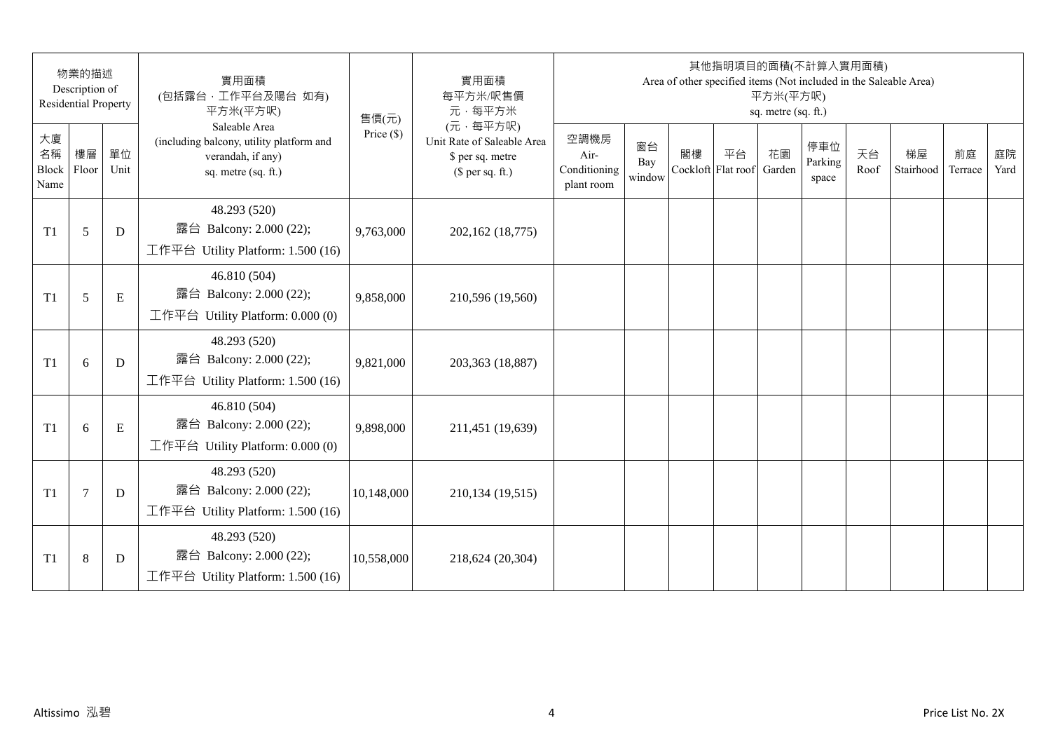| 物業的描述 Description of Residential Property | | | 實用面積 (包括露台．工作平台及陽台 如有) 平方米(平方呎) Saleable Area (including balcony, utility platform and verandah, if any) sq. metre (sq. ft.) | 售價(元) Price ($) | 實用面積 每平方米/呎售價 元．每平方米 (元．每平方呎) Unit Rate of Saleable Area $ per sq. metre ($ per sq. ft.) | 其他指明項目的面積(不計算入實用面積) Area of other specified items (Not included in the Saleable Area) 平方米(平方呎) sq. metre (sq. ft.) | | | | | | | | | |
|---|---|---|---|---|---|---|---|---|---|---|---|---|---|---|---|
| 大廈名稱 Block Name | 樓層 Floor | 單位 Unit | | | | 空調機房 Air-Conditioning plant room | 窗台 Bay window | 閣樓 Cockloft | 平台 Flat roof | 花園 Garden | 停車位 Parking space | 天台 Roof | 梯屋 Stairhood | 前庭 Terrace | 庭院 Yard |
| T1 | 5 | D | 48.293 (520) 露台 Balcony: 2.000 (22); 工作平台 Utility Platform: 1.500 (16) | 9,763,000 | 202,162 (18,775) | | | | | | | | | | |
| T1 | 5 | E | 46.810 (504) 露台 Balcony: 2.000 (22); 工作平台 Utility Platform: 0.000 (0) | 9,858,000 | 210,596 (19,560) | | | | | | | | | | |
| T1 | 6 | D | 48.293 (520) 露台 Balcony: 2.000 (22); 工作平台 Utility Platform: 1.500 (16) | 9,821,000 | 203,363 (18,887) | | | | | | | | | | |
| T1 | 6 | E | 46.810 (504) 露台 Balcony: 2.000 (22); 工作平台 Utility Platform: 0.000 (0) | 9,898,000 | 211,451 (19,639) | | | | | | | | | | |
| T1 | 7 | D | 48.293 (520) 露台 Balcony: 2.000 (22); 工作平台 Utility Platform: 1.500 (16) | 10,148,000 | 210,134 (19,515) | | | | | | | | | | |
| T1 | 8 | D | 48.293 (520) 露台 Balcony: 2.000 (22); 工作平台 Utility Platform: 1.500 (16) | 10,558,000 | 218,624 (20,304) | | | | | | | | | | |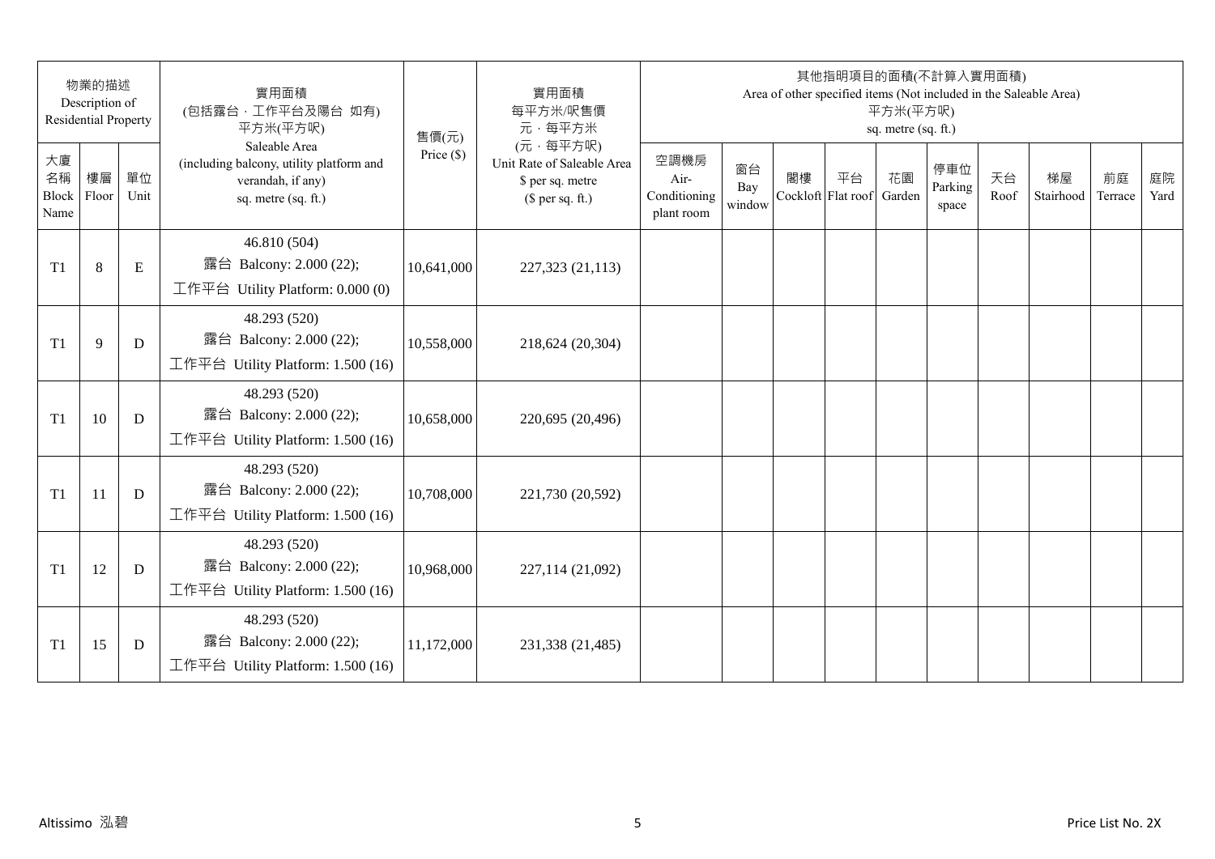| 物業的描述 Description of Residential Property | | | 實用面積 (包括露台，工作平台及陽台 如有) 平方米(平方呎) Saleable Area (including balcony, utility platform and verandah, if any) sq. metre (sq. ft.) | 售價(元) Price ($) | 實用面積 每平方米/呎售價 元，每平方米 (元，每平方呎) Unit Rate of Saleable Area $ per sq. metre ($ per sq. ft.) | 其他指明項目的面積(不計算入實用面積) Area of other specified items (Not included in the Saleable Area) 平方米(平方呎) sq. metre (sq. ft.) | | | | | | | | | |
|---|---|---|---|---|---|---|---|---|---|---|---|---|---|---|---|
| 大廈名稱 Block Name | 樓層 Floor | 單位 Unit | | | | 空調機房 Air-Conditioning plant room | 窗台 Bay window | 閣樓 Cockloft | 平台 Flat roof | 花園 Garden | 停車位 Parking space | 天台 Roof | 梯屋 Stairhood | 前庭 Terrace | 庭院 Yard |
| T1 | 8 | E | 46.810 (504) 露台 Balcony: 2.000 (22); 工作平台 Utility Platform: 0.000 (0) | 10,641,000 | 227,323 (21,113) | | | | | | | | | | |
| T1 | 9 | D | 48.293 (520) 露台 Balcony: 2.000 (22); 工作平台 Utility Platform: 1.500 (16) | 10,558,000 | 218,624 (20,304) | | | | | | | | | | |
| T1 | 10 | D | 48.293 (520) 露台 Balcony: 2.000 (22); 工作平台 Utility Platform: 1.500 (16) | 10,658,000 | 220,695 (20,496) | | | | | | | | | | |
| T1 | 11 | D | 48.293 (520) 露台 Balcony: 2.000 (22); 工作平台 Utility Platform: 1.500 (16) | 10,708,000 | 221,730 (20,592) | | | | | | | | | | |
| T1 | 12 | D | 48.293 (520) 露台 Balcony: 2.000 (22); 工作平台 Utility Platform: 1.500 (16) | 10,968,000 | 227,114 (21,092) | | | | | | | | | | |
| T1 | 15 | D | 48.293 (520) 露台 Balcony: 2.000 (22); 工作平台 Utility Platform: 1.500 (16) | 11,172,000 | 231,338 (21,485) | | | | | | | | | | |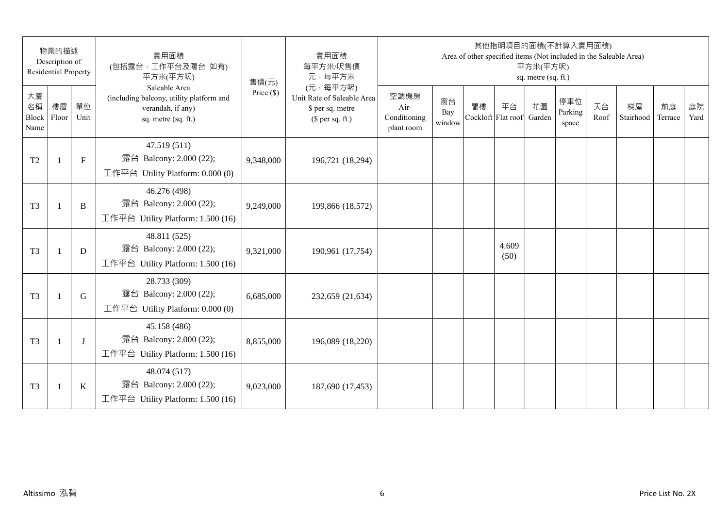| 物業的描述 Description of Residential Property | | | 實用面積 (包括露台．工作平台及陽台 如有) 平方米(平方呎) Saleable Area (including balcony, utility platform and verandah, if any) sq. metre (sq. ft.) | 售價(元) Price ($) | 實用面積 每平方米/呎售價 元．每平方米 (元．每平方呎) Unit Rate of Saleable Area $ per sq. metre ($ per sq. ft.) | 其他指明項目的面積(不計算入實用面積) Area of other specified items (Not included in the Saleable Area) 平方米(平方呎) sq. metre (sq. ft.) | | | | | | | | | |
|---|---|---|---|---|---|---|---|---|---|---|---|---|---|---|---|
| 大廈名稱 Block Name | 樓層 Floor | 單位 Unit | | | | 空調機房 Air-Conditioning plant room | 窗台 Bay window | 閣樓 Cockloft | 平台 Flat roof | 花園 Garden | 停車位 Parking space | 天台 Roof | 梯屋 Stairhood | 前庭 Terrace | 庭院 Yard |
| T2 | 1 | F | 47.519 (511) 露台 Balcony: 2.000 (22); 工作平台 Utility Platform: 0.000 (0) | 9,348,000 | 196,721 (18,294) | | | | | | | | | | |
| T3 | 1 | B | 46.276 (498) 露台 Balcony: 2.000 (22); 工作平台 Utility Platform: 1.500 (16) | 9,249,000 | 199,866 (18,572) | | | | | | | | | | |
| T3 | 1 | D | 48.811 (525) 露台 Balcony: 2.000 (22); 工作平台 Utility Platform: 1.500 (16) | 9,321,000 | 190,961 (17,754) | | | | 4.609 (50) | | | | | | |
| T3 | 1 | G | 28.733 (309) 露台 Balcony: 2.000 (22); 工作平台 Utility Platform: 0.000 (0) | 6,685,000 | 232,659 (21,634) | | | | | | | | | | |
| T3 | 1 | J | 45.158 (486) 露台 Balcony: 2.000 (22); 工作平台 Utility Platform: 1.500 (16) | 8,855,000 | 196,089 (18,220) | | | | | | | | | | |
| T3 | 1 | K | 48.074 (517) 露台 Balcony: 2.000 (22); 工作平台 Utility Platform: 1.500 (16) | 9,023,000 | 187,690 (17,453) | | | | | | | | | | |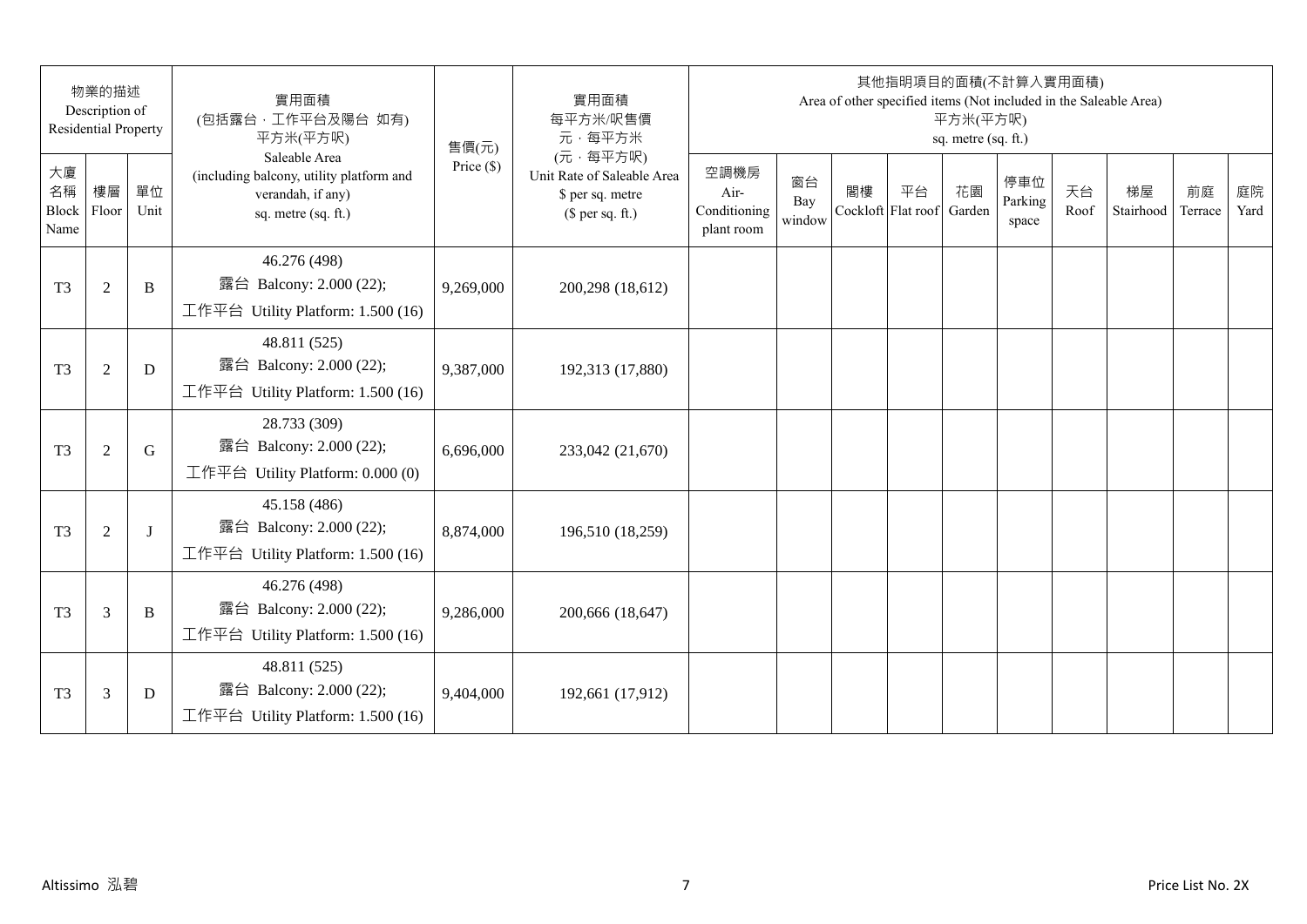| 物業的描述 Description of Residential Property | | | 實用面積 (包括露台．工作平台及陽台 如有) 平方米(平方呎) Saleable Area (including balcony, utility platform and verandah, if any) sq. metre (sq. ft.) | 售價(元) Price ($) | 實用面積 每平方米/呎售價 元．每平方米 (元．每平方呎) Unit Rate of Saleable Area $ per sq. metre ($ per sq. ft.) | 其他指明項目的面積(不計算入實用面積) Area of other specified items (Not included in the Saleable Area) 平方米(平方呎) sq. metre (sq. ft.) | | | | | | | | | |
|---|---|---|---|---|---|---|---|---|---|---|---|---|---|---|---|
| 大廈名稱 Block Name | 樓層 Floor | 單位 Unit | | | | 空調機房 Air-Conditioning plant room | 窗台 Bay window | 閣樓 Cockloft | 平台 Flat roof | 花園 Garden | 停車位 Parking space | 天台 Roof | 梯屋 Stairhood | 前庭 Terrace | 庭院 Yard |
| T3 | 2 | B | 46.276 (498) 露台 Balcony: 2.000 (22); 工作平台 Utility Platform: 1.500 (16) | 9,269,000 | 200,298 (18,612) | | | | | | | | | | |
| T3 | 2 | D | 48.811 (525) 露台 Balcony: 2.000 (22); 工作平台 Utility Platform: 1.500 (16) | 9,387,000 | 192,313 (17,880) | | | | | | | | | | |
| T3 | 2 | G | 28.733 (309) 露台 Balcony: 2.000 (22); 工作平台 Utility Platform: 0.000 (0) | 6,696,000 | 233,042 (21,670) | | | | | | | | | | |
| T3 | 2 | J | 45.158 (486) 露台 Balcony: 2.000 (22); 工作平台 Utility Platform: 1.500 (16) | 8,874,000 | 196,510 (18,259) | | | | | | | | | | |
| T3 | 3 | B | 46.276 (498) 露台 Balcony: 2.000 (22); 工作平台 Utility Platform: 1.500 (16) | 9,286,000 | 200,666 (18,647) | | | | | | | | | | |
| T3 | 3 | D | 48.811 (525) 露台 Balcony: 2.000 (22); 工作平台 Utility Platform: 1.500 (16) | 9,404,000 | 192,661 (17,912) | | | | | | | | | | |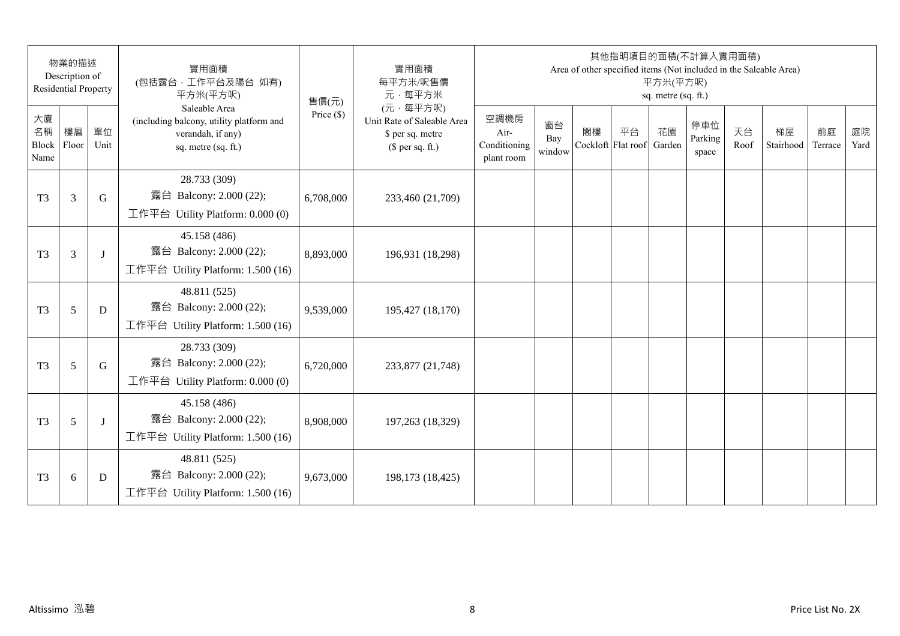| 物業的描述 Description of Residential Property | | | 實用面積 (包括露台，工作平台及陽台 如有) 平方米(平方呎) Saleable Area (including balcony, utility platform and verandah, if any) sq. metre (sq. ft.) | 售價(元) Price ($) | 實用面積 每平方米/呎售價 元，每平方米 (元，每平方呎) Unit Rate of Saleable Area $ per sq. metre ($ per sq. ft.) | 其他指明項目的面積(不計算入實用面積) Area of other specified items (Not included in the Saleable Area) 平方米(平方呎) sq. metre (sq. ft.) | | | | | | | | | |
|---|---|---|---|---|---|---|---|---|---|---|---|---|---|---|---|
| 大廈名稱 Block Name | 樓層 Floor | 單位 Unit | | | | 空調機房 Air-Conditioning plant room | 窗台 Bay window | 閣樓 Cockloft | 平台 Flat roof | 花園 Garden | 停車位 Parking space | 天台 Roof | 梯屋 Stairhood | 前庭 Terrace | 庭院 Yard |
| T3 | 3 | G | 28.733 (309) 露台 Balcony: 2.000 (22); 工作平台 Utility Platform: 0.000 (0) | 6,708,000 | 233,460 (21,709) | | | | | | | | | | |
| T3 | 3 | J | 45.158 (486) 露台 Balcony: 2.000 (22); 工作平台 Utility Platform: 1.500 (16) | 8,893,000 | 196,931 (18,298) | | | | | | | | | | |
| T3 | 5 | D | 48.811 (525) 露台 Balcony: 2.000 (22); 工作平台 Utility Platform: 1.500 (16) | 9,539,000 | 195,427 (18,170) | | | | | | | | | | |
| T3 | 5 | G | 28.733 (309) 露台 Balcony: 2.000 (22); 工作平台 Utility Platform: 0.000 (0) | 6,720,000 | 233,877 (21,748) | | | | | | | | | | |
| T3 | 5 | J | 45.158 (486) 露台 Balcony: 2.000 (22); 工作平台 Utility Platform: 1.500 (16) | 8,908,000 | 197,263 (18,329) | | | | | | | | | | |
| T3 | 6 | D | 48.811 (525) 露台 Balcony: 2.000 (22); 工作平台 Utility Platform: 1.500 (16) | 9,673,000 | 198,173 (18,425) | | | | | | | | | | |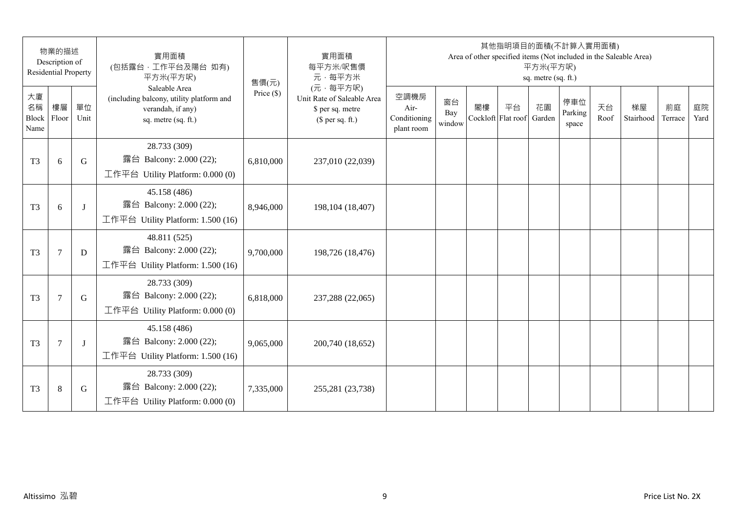| 物業的描述 Description of Residential Property | | | 實用面積 (包括露台，工作平台及陽台 如有) 平方米(平方呎) Saleable Area (including balcony, utility platform and verandah, if any) sq. metre (sq. ft.) | 售價(元) Price ($) | 實用面積 每平方米/呎售價 元，每平方米 (元，每平方呎) Unit Rate of Saleable Area $ per sq. metre ($ per sq. ft.) | 其他指明項目的面積(不計算入實用面積) Area of other specified items (Not included in the Saleable Area) 平方米(平方呎) sq. metre (sq. ft.) | | | | | | | | | |
|---|---|---|---|---|---|---|---|---|---|---|---|---|---|---|---|
| 大廈名稱 Block Name | 樓層 Floor | 單位 Unit | | | | 空調機房 Air-Conditioning plant room | 窗台 Bay window | 閣樓 Cockloft | 平台 Flat roof | 花園 Garden | 停車位 Parking space | 天台 Roof | 梯屋 Stairhood | 前庭 Terrace | 庭院 Yard |
| T3 | 6 | G | 28.733 (309) 露台 Balcony: 2.000 (22); 工作平台 Utility Platform: 0.000 (0) | 6,810,000 | 237,010 (22,039) | | | | | | | | | | |
| T3 | 6 | J | 45.158 (486) 露台 Balcony: 2.000 (22); 工作平台 Utility Platform: 1.500 (16) | 8,946,000 | 198,104 (18,407) | | | | | | | | | | |
| T3 | 7 | D | 48.811 (525) 露台 Balcony: 2.000 (22); 工作平台 Utility Platform: 1.500 (16) | 9,700,000 | 198,726 (18,476) | | | | | | | | | | |
| T3 | 7 | G | 28.733 (309) 露台 Balcony: 2.000 (22); 工作平台 Utility Platform: 0.000 (0) | 6,818,000 | 237,288 (22,065) | | | | | | | | | | |
| T3 | 7 | J | 45.158 (486) 露台 Balcony: 2.000 (22); 工作平台 Utility Platform: 1.500 (16) | 9,065,000 | 200,740 (18,652) | | | | | | | | | | |
| T3 | 8 | G | 28.733 (309) 露台 Balcony: 2.000 (22); 工作平台 Utility Platform: 0.000 (0) | 7,335,000 | 255,281 (23,738) | | | | | | | | | | |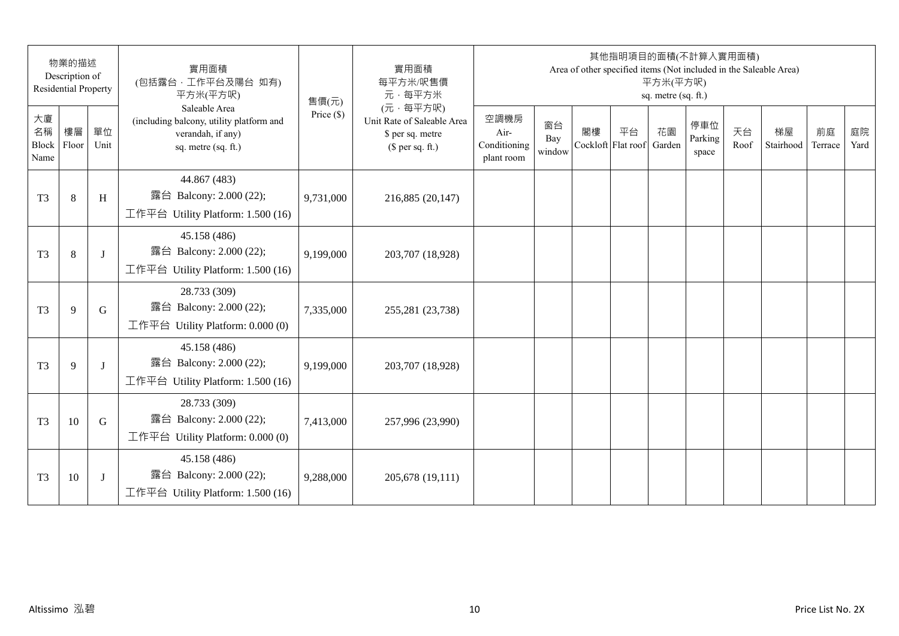| 物業的描述 Description of Residential Property | | | 實用面積 (包括露台．工作平台及陽台 如有) 平方米(平方呎) Saleable Area (including balcony, utility platform and verandah, if any) sq. metre (sq. ft.) | 售價(元) Price ($) | 實用面積 每平方米/呎售價 元．每平方米 (元．每平方呎) Unit Rate of Saleable Area $ per sq. metre ($ per sq. ft.) | 其他指明項目的面積(不計算入實用面積) Area of other specified items (Not included in the Saleable Area) 平方米(平方呎) sq. metre (sq. ft.) | | | | | | | | | |
|---|---|---|---|---|---|---|---|---|---|---|---|---|---|---|---|
| 大廈名稱 Block Name | 樓層 Floor | 單位 Unit | | | | 空調機房 Air-Conditioning plant room | 窗台 Bay window | 閣樓 Cockloft | 平台 Flat roof | 花園 Garden | 停車位 Parking space | 天台 Roof | 梯屋 Stairhood | 前庭 Terrace | 庭院 Yard |
| T3 | 8 | H | 44.867 (483)<br>露台 Balcony: 2.000 (22);<br>工作平台 Utility Platform: 1.500 (16) | 9,731,000 | 216,885 (20,147) | | | | | | | | | | |
| T3 | 8 | J | 45.158 (486)<br>露台 Balcony: 2.000 (22);<br>工作平台 Utility Platform: 1.500 (16) | 9,199,000 | 203,707 (18,928) | | | | | | | | | | |
| T3 | 9 | G | 28.733 (309)<br>露台 Balcony: 2.000 (22);<br>工作平台 Utility Platform: 0.000 (0) | 7,335,000 | 255,281 (23,738) | | | | | | | | | | |
| T3 | 9 | J | 45.158 (486)<br>露台 Balcony: 2.000 (22);<br>工作平台 Utility Platform: 1.500 (16) | 9,199,000 | 203,707 (18,928) | | | | | | | | | | |
| T3 | 10 | G | 28.733 (309)<br>露台 Balcony: 2.000 (22);<br>工作平台 Utility Platform: 0.000 (0) | 7,413,000 | 257,996 (23,990) | | | | | | | | | | |
| T3 | 10 | J | 45.158 (486)<br>露台 Balcony: 2.000 (22);<br>工作平台 Utility Platform: 1.500 (16) | 9,288,000 | 205,678 (19,111) | | | | | | | | | | |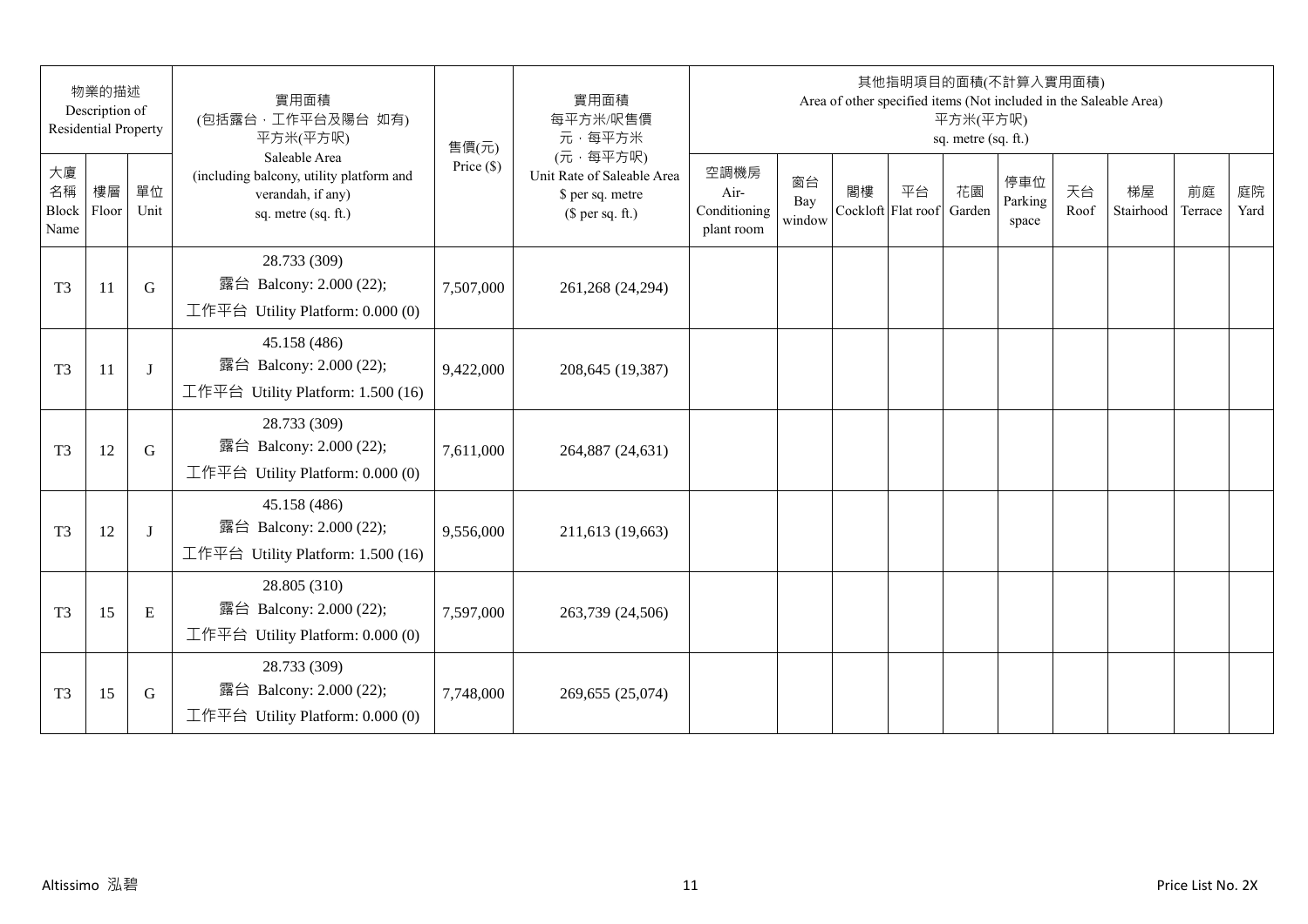| 物業的描述 Description of Residential Property | | | 實用面積 (包括露台．工作平台及陽台 如有) 平方米(平方呎) Saleable Area (including balcony, utility platform and verandah, if any) sq. metre (sq. ft.) | 售價(元) Price ($) | 實用面積 每平方米/呎售價 元．每平方米 (元．每平方呎) Unit Rate of Saleable Area $ per sq. metre ($ per sq. ft.) | 其他指明項目的面積(不計算入實用面積) Area of other specified items (Not included in the Saleable Area) 平方米(平方呎) sq. metre (sq. ft.) | | | | | | | | | |
|---|---|---|---|---|---|---|---|---|---|---|---|---|---|---|---|
| 大廈名稱 Block Name | 樓層 Floor | 單位 Unit | | | | 空調機房 Air-Conditioning plant room | 窗台 Bay window | 閣樓 Cockloft | 平台 Flat roof | 花園 Garden | 停車位 Parking space | 天台 Roof | 梯屋 Stairhood | 前庭 Terrace | 庭院 Yard |
| T3 | 11 | G | 28.733 (309) 露台 Balcony: 2.000 (22); 工作平台 Utility Platform: 0.000 (0) | 7,507,000 | 261,268 (24,294) | | | | | | | | | | |
| T3 | 11 | J | 45.158 (486) 露台 Balcony: 2.000 (22); 工作平台 Utility Platform: 1.500 (16) | 9,422,000 | 208,645 (19,387) | | | | | | | | | | |
| T3 | 12 | G | 28.733 (309) 露台 Balcony: 2.000 (22); 工作平台 Utility Platform: 0.000 (0) | 7,611,000 | 264,887 (24,631) | | | | | | | | | | |
| T3 | 12 | J | 45.158 (486) 露台 Balcony: 2.000 (22); 工作平台 Utility Platform: 1.500 (16) | 9,556,000 | 211,613 (19,663) | | | | | | | | | | |
| T3 | 15 | E | 28.805 (310) 露台 Balcony: 2.000 (22); 工作平台 Utility Platform: 0.000 (0) | 7,597,000 | 263,739 (24,506) | | | | | | | | | | |
| T3 | 15 | G | 28.733 (309) 露台 Balcony: 2.000 (22); 工作平台 Utility Platform: 0.000 (0) | 7,748,000 | 269,655 (25,074) | | | | | | | | | | |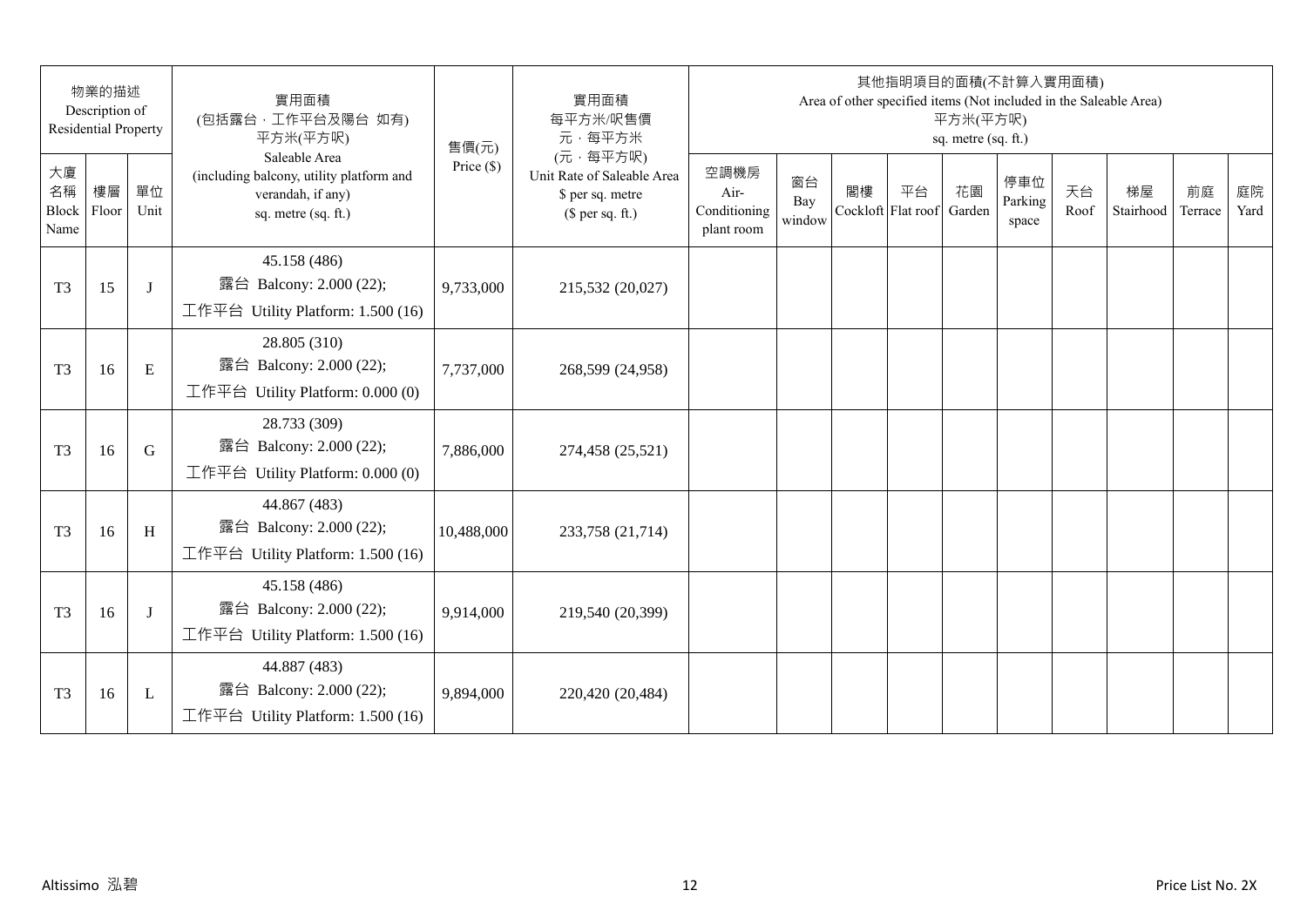| 物業的描述 Description of Residential Property | | | 實用面積 (包括露台，工作平台及陽台 如有) 平方米(平方呎) Saleable Area (including balcony, utility platform and verandah, if any) sq. metre (sq. ft.) | 售價(元) Price ($) | 實用面積 每平方米/呎售價 元，每平方米 (元，每平方呎) Unit Rate of Saleable Area $ per sq. metre ($ per sq. ft.) | 其他指明項目的面積(不計算入實用面積) Area of other specified items (Not included in the Saleable Area) 平方米(平方呎) sq. metre (sq. ft.) | | | | | | | | | |
|---|---|---|---|---|---|---|---|---|---|---|---|---|---|---|---|
| 大廈名稱 Block Name | 樓層 Floor | 單位 Unit | | | | 空調機房 Air-Conditioning plant room | 窗台 Bay window | 閣樓 Cockloft | 平台 Flat roof | 花園 Garden | 停車位 Parking space | 天台 Roof | 梯屋 Stairhood | 前庭 Terrace | 庭院 Yard |
| T3 | 15 | J | 45.158 (486) 露台 Balcony: 2.000 (22); 工作平台 Utility Platform: 1.500 (16) | 9,733,000 | 215,532 (20,027) | | | | | | | | | | |
| T3 | 16 | E | 28.805 (310) 露台 Balcony: 2.000 (22); 工作平台 Utility Platform: 0.000 (0) | 7,737,000 | 268,599 (24,958) | | | | | | | | | | |
| T3 | 16 | G | 28.733 (309) 露台 Balcony: 2.000 (22); 工作平台 Utility Platform: 0.000 (0) | 7,886,000 | 274,458 (25,521) | | | | | | | | | | |
| T3 | 16 | H | 44.867 (483) 露台 Balcony: 2.000 (22); 工作平台 Utility Platform: 1.500 (16) | 10,488,000 | 233,758 (21,714) | | | | | | | | | | |
| T3 | 16 | J | 45.158 (486) 露台 Balcony: 2.000 (22); 工作平台 Utility Platform: 1.500 (16) | 9,914,000 | 219,540 (20,399) | | | | | | | | | | |
| T3 | 16 | L | 44.887 (483) 露台 Balcony: 2.000 (22); 工作平台 Utility Platform: 1.500 (16) | 9,894,000 | 220,420 (20,484) | | | | | | | | | | |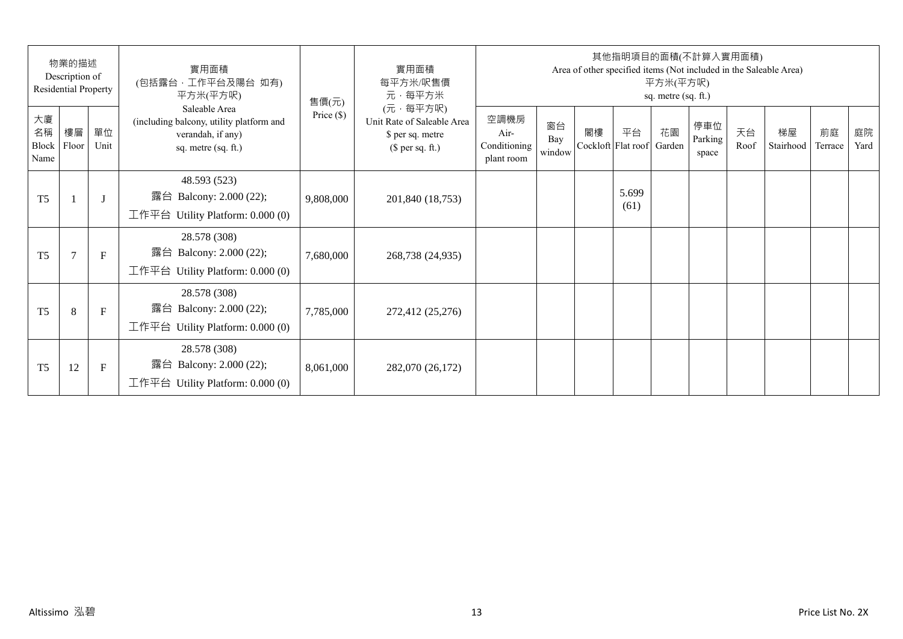| 物業的描述 Description of Residential Property | | | 實用面積 (包括露台．工作平台及陽台 如有) 平方米(平方呎) Saleable Area (including balcony, utility platform and verandah, if any) sq. metre (sq. ft.) | 售價(元) Price ($) | 實用面積 每平方米/呎售價 元．每平方米 (元．每平方呎) Unit Rate of Saleable Area $ per sq. metre ($ per sq. ft.) | 其他指明項目的面積(不計算入實用面積) Area of other specified items (Not included in the Saleable Area) 平方米(平方呎) sq. metre (sq. ft.) | | | | | | | | | |
|---|---|---|---|---|---|---|---|---|---|---|---|---|---|---|---|
| 大廈名稱 Block Name | 樓層 Floor | 單位 Unit | | | | 空調機房 Air-Conditioning plant room | 窗台 Bay window | 閣樓 Cockloft | 平台 Flat roof | 花園 Garden | 停車位 Parking space | 天台 Roof | 梯屋 Stairhood | 前庭 Terrace | 庭院 Yard |
| T5 | 1 | J | 48.593 (523) 露台 Balcony: 2.000 (22); 工作平台 Utility Platform: 0.000 (0) | 9,808,000 | 201,840 (18,753) | | | | 5.699 (61) | | | | | | |
| T5 | 7 | F | 28.578 (308) 露台 Balcony: 2.000 (22); 工作平台 Utility Platform: 0.000 (0) | 7,680,000 | 268,738 (24,935) | | | | | | | | | | |
| T5 | 8 | F | 28.578 (308) 露台 Balcony: 2.000 (22); 工作平台 Utility Platform: 0.000 (0) | 7,785,000 | 272,412 (25,276) | | | | | | | | | | |
| T5 | 12 | F | 28.578 (308) 露台 Balcony: 2.000 (22); 工作平台 Utility Platform: 0.000 (0) | 8,061,000 | 282,070 (26,172) | | | | | | | | | | |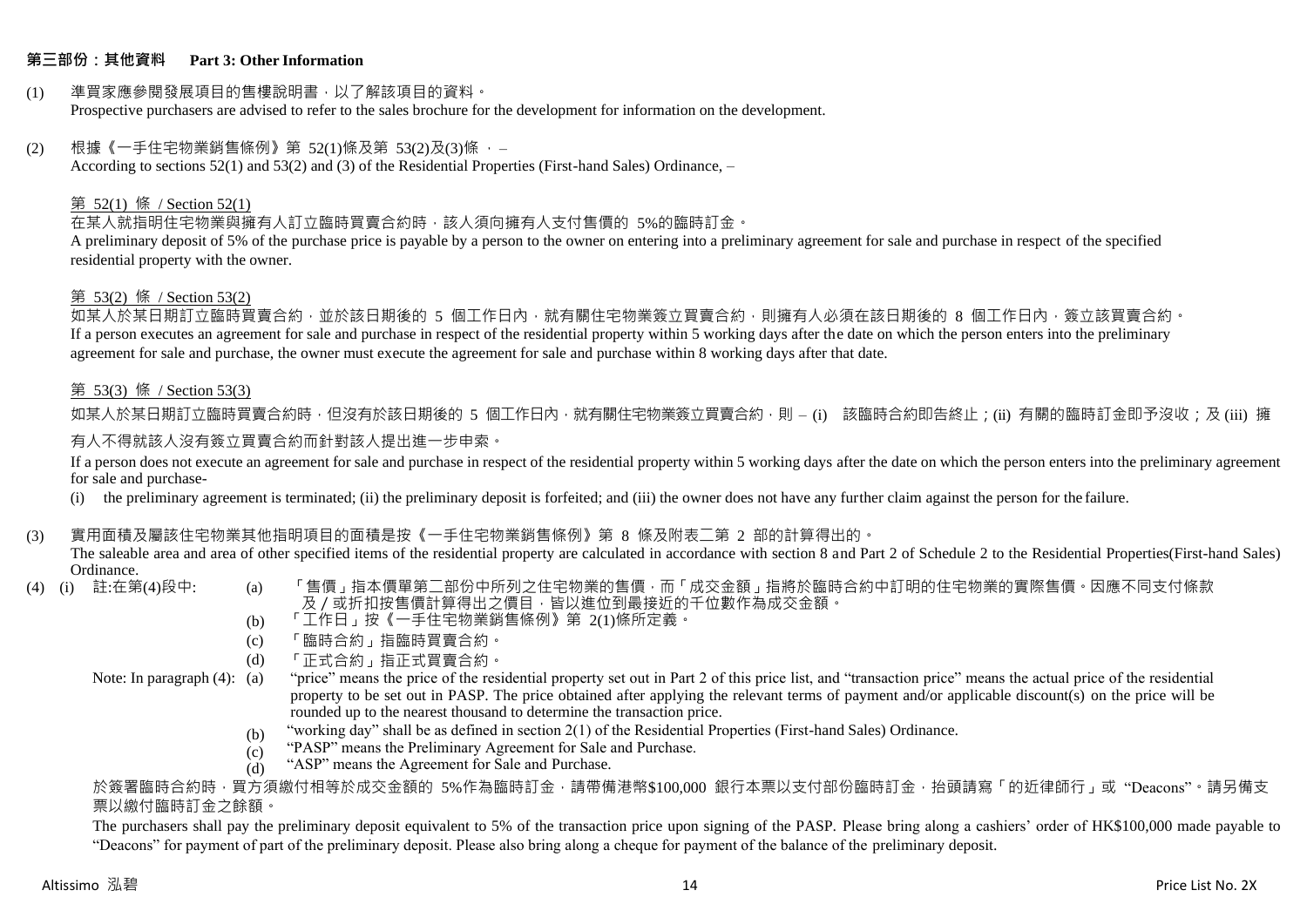## 第三部份：其他資料　Part 3: Other Information

(1) 準買家應參閱發展項目的售樓說明書，以了解該項目的資料。
Prospective purchasers are advised to refer to the sales brochure for the development for information on the development.

(2) 根據《一手住宅物業銷售條例》第 52(1)條及第 53(2)及(3)條 ，–
According to sections 52(1) and 53(2) and (3) of the Residential Properties (First-hand Sales) Ordinance, –

第 52(1) 條 / Section 52(1)

在某人就指明住宅物業與擁有人訂立臨時買賣合約時，該人須向擁有人支付售價的 5%的臨時訂金。
A preliminary deposit of 5% of the purchase price is payable by a person to the owner on entering into a preliminary agreement for sale and purchase in respect of the specified residential property with the owner.

第 53(2) 條 / Section 53(2)

如某人於某日期訂立臨時買賣合約，並於該日期後的 5 個工作日內，就有關住宅物業簽立買賣合約，則擁有人必須在該日期後的 8 個工作日內，簽立該買賣合約。
If a person executes an agreement for sale and purchase in respect of the residential property within 5 working days after the date on which the person enters into the preliminary agreement for sale and purchase, the owner must execute the agreement for sale and purchase within 8 working days after that date.

第 53(3) 條 / Section 53(3)

如某人於某日期訂立臨時買賣合約時，但沒有於該日期後的 5 個工作日內，就有關住宅物業簽立買賣合約，則 – (i) 該臨時合約即告終止；(ii) 有關的臨時訂金即予沒收；及 (iii) 擁有人不得就該人沒有簽立買賣合約而針對該人提出進一步申索。

If a person does not execute an agreement for sale and purchase in respect of the residential property within 5 working days after the date on which the person enters into the preliminary agreement for sale and purchase-

(i) the preliminary agreement is terminated; (ii) the preliminary deposit is forfeited; and (iii) the owner does not have any further claim against the person for the failure.

(3) 實用面積及屬該住宅物業其他指明項目的面積是按《一手住宅物業銷售條例》第 8 條及附表二第 2 部的計算得出的。
The saleable area and area of other specified items of the residential property are calculated in accordance with section 8 and Part 2 of Schedule 2 to the Residential Properties(First-hand Sales) Ordinance.

(4) (i) 註:在第(4)段中:
(a) 「售價」指本價單第二部份中所列之住宅物業的售價，而「成交金額」指將於臨時合約中訂明的住宅物業的實際售價。因應不同支付條款及／或折扣按售價計算得出之價目，皆以進位到最接近的千位數作為成交金額。
(b) 「工作日」按《一手住宅物業銷售條例》第 2(1)條所定義。
(c) 「臨時合約」指臨時買賣合約。
(d) 「正式合約」指正式買賣合約。

Note: In paragraph (4):
(a) "price" means the price of the residential property set out in Part 2 of this price list, and "transaction price" means the actual price of the residential property to be set out in PASP. The price obtained after applying the relevant terms of payment and/or applicable discount(s) on the price will be rounded up to the nearest thousand to determine the transaction price.
(b) "working day" shall be as defined in section 2(1) of the Residential Properties (First-hand Sales) Ordinance.
(c) "PASP" means the Preliminary Agreement for Sale and Purchase.
(d) "ASP" means the Agreement for Sale and Purchase.

於簽署臨時合約時，買方須繳付相等於成交金額的 5%作為臨時訂金，請帶備港幣$100,000 銀行本票以支付部份臨時訂金，抬頭請寫「的近律師行」或 "Deacons"。請另備支票以繳付臨時訂金之餘額。

The purchasers shall pay the preliminary deposit equivalent to 5% of the transaction price upon signing of the PASP. Please bring along a cashiers' order of HK$100,000 made payable to "Deacons" for payment of part of the preliminary deposit. Please also bring along a cheque for payment of the balance of the preliminary deposit.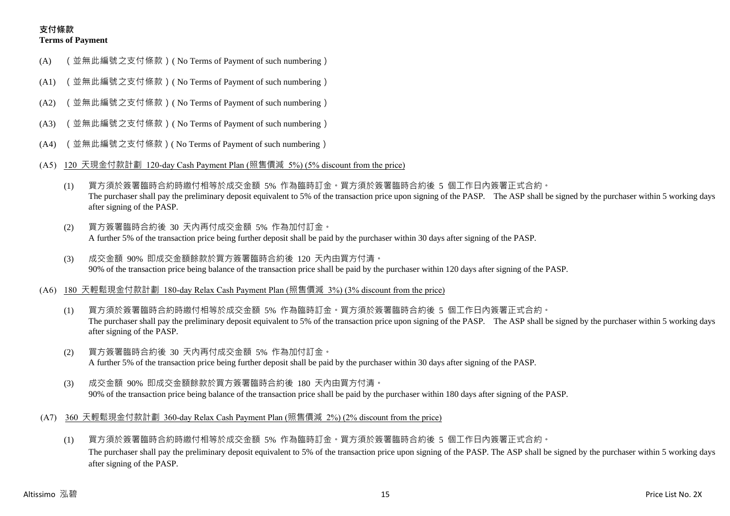## 支付條款
**Terms of Payment**

(A) （並無此編號之支付條款）( No Terms of Payment of such numbering）

(A1) （並無此編號之支付條款）( No Terms of Payment of such numbering）

(A2) （並無此編號之支付條款）( No Terms of Payment of such numbering）

(A3) （並無此編號之支付條款）( No Terms of Payment of such numbering）

(A4) （並無此編號之支付條款）( No Terms of Payment of such numbering）

(A5) 120 天現金付款計劃 120-day Cash Payment Plan (照售價減 5%) (5% discount from the price)

(1) 買方須於簽署臨時合約時繳付相等於成交金額 5% 作為臨時訂金。買方須於簽署臨時合約後 5 個工作日內簽署正式合約。
The purchaser shall pay the preliminary deposit equivalent to 5% of the transaction price upon signing of the PASP. The ASP shall be signed by the purchaser within 5 working days after signing of the PASP.

(2) 買方簽署臨時合約後 30 天內再付成交金額 5% 作為加付訂金。
A further 5% of the transaction price being further deposit shall be paid by the purchaser within 30 days after signing of the PASP.

(3) 成交金額 90% 即成交金額餘款於買方簽署臨時合約後 120 天內由買方付清。
90% of the transaction price being balance of the transaction price shall be paid by the purchaser within 120 days after signing of the PASP.

(A6) 180 天輕鬆現金付款計劃 180-day Relax Cash Payment Plan (照售價減 3%) (3% discount from the price)

(1) 買方須於簽署臨時合約時繳付相等於成交金額 5% 作為臨時訂金。買方須於簽署臨時合約後 5 個工作日內簽署正式合約。
The purchaser shall pay the preliminary deposit equivalent to 5% of the transaction price upon signing of the PASP. The ASP shall be signed by the purchaser within 5 working days after signing of the PASP.

(2) 買方簽署臨時合約後 30 天內再付成交金額 5% 作為加付訂金。
A further 5% of the transaction price being further deposit shall be paid by the purchaser within 30 days after signing of the PASP.

(3) 成交金額 90% 即成交金額餘款於買方簽署臨時合約後 180 天內由買方付清。
90% of the transaction price being balance of the transaction price shall be paid by the purchaser within 180 days after signing of the PASP.

(A7) 360 天輕鬆現金付款計劃 360-day Relax Cash Payment Plan (照售價減 2%) (2% discount from the price)

(1) 買方須於簽署臨時合約時繳付相等於成交金額 5% 作為臨時訂金。買方須於簽署臨時合約後 5 個工作日內簽署正式合約。
The purchaser shall pay the preliminary deposit equivalent to 5% of the transaction price upon signing of the PASP. The ASP shall be signed by the purchaser within 5 working days after signing of the PASP.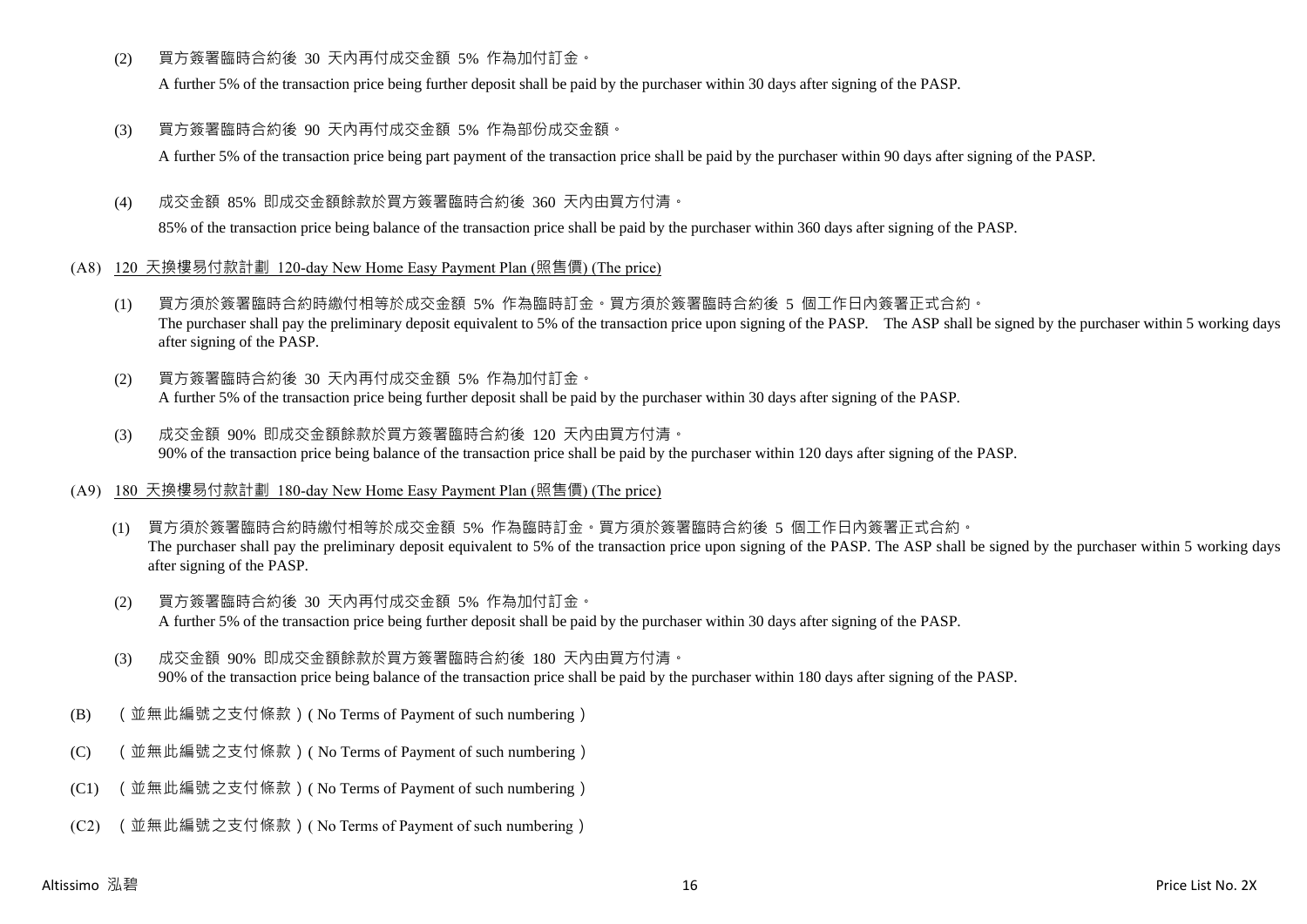(2) 買方簽署臨時合約後 30 天內再付成交金額 5% 作為加付訂金。

A further 5% of the transaction price being further deposit shall be paid by the purchaser within 30 days after signing of the PASP.

(3) 買方簽署臨時合約後 90 天內再付成交金額 5% 作為部份成交金額。

A further 5% of the transaction price being part payment of the transaction price shall be paid by the purchaser within 90 days after signing of the PASP.

(4) 成交金額 85% 即成交金額餘款於買方簽署臨時合約後 360 天內由買方付清。

85% of the transaction price being balance of the transaction price shall be paid by the purchaser within 360 days after signing of the PASP.

(A8) 120 天換樓易付款計劃 120-day New Home Easy Payment Plan (照售價) (The price)

(1) 買方須於簽署臨時合約時繳付相等於成交金額 5% 作為臨時訂金。買方須於簽署臨時合約後 5 個工作日內簽署正式合約。
The purchaser shall pay the preliminary deposit equivalent to 5% of the transaction price upon signing of the PASP. The ASP shall be signed by the purchaser within 5 working days after signing of the PASP.

(2) 買方簽署臨時合約後 30 天內再付成交金額 5% 作為加付訂金。
A further 5% of the transaction price being further deposit shall be paid by the purchaser within 30 days after signing of the PASP.

(3) 成交金額 90% 即成交金額餘款於買方簽署臨時合約後 120 天內由買方付清。
90% of the transaction price being balance of the transaction price shall be paid by the purchaser within 120 days after signing of the PASP.

(A9) 180 天換樓易付款計劃 180-day New Home Easy Payment Plan (照售價) (The price)

(1) 買方須於簽署臨時合約時繳付相等於成交金額 5% 作為臨時訂金。買方須於簽署臨時合約後 5 個工作日內簽署正式合約。
The purchaser shall pay the preliminary deposit equivalent to 5% of the transaction price upon signing of the PASP. The ASP shall be signed by the purchaser within 5 working days after signing of the PASP.

(2) 買方簽署臨時合約後 30 天內再付成交金額 5% 作為加付訂金。
A further 5% of the transaction price being further deposit shall be paid by the purchaser within 30 days after signing of the PASP.

(3) 成交金額 90% 即成交金額餘款於買方簽署臨時合約後 180 天內由買方付清。
90% of the transaction price being balance of the transaction price shall be paid by the purchaser within 180 days after signing of the PASP.

(B) （並無此編號之支付條款）( No Terms of Payment of such numbering )

(C) （並無此編號之支付條款）( No Terms of Payment of such numbering )

(C1) （並無此編號之支付條款）( No Terms of Payment of such numbering )

(C2) （並無此編號之支付條款）( No Terms of Payment of such numbering )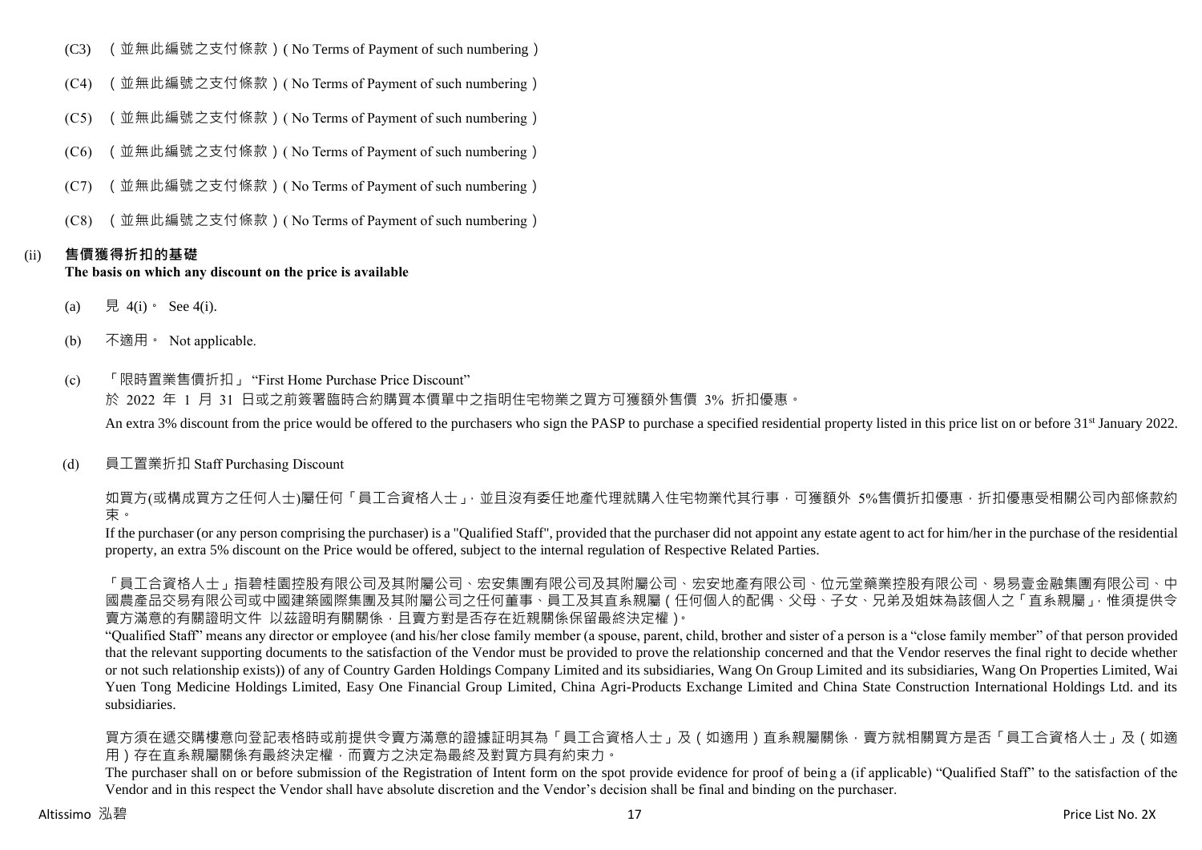(C3) （並無此編號之支付條款）( No Terms of Payment of such numbering )

(C4) （並無此編號之支付條款）( No Terms of Payment of such numbering )

(C5) （並無此編號之支付條款）( No Terms of Payment of such numbering )

(C6) （並無此編號之支付條款）( No Terms of Payment of such numbering )

(C7) （並無此編號之支付條款）( No Terms of Payment of such numbering )

(C8) （並無此編號之支付條款）( No Terms of Payment of such numbering )

(ii) **售價獲得折扣的基礎**
**The basis on which any discount on the price is available**

(a) 見 4(i)。 See 4(i).

(b) 不適用。 Not applicable.

(c) 「限時置業售價折扣」 "First Home Purchase Price Discount"

於 2022 年 1 月 31 日或之前簽署臨時合約購買本價單中之指明住宅物業之買方可獲額外售價 3% 折扣優惠。

An extra 3% discount from the price would be offered to the purchasers who sign the PASP to purchase a specified residential property listed in this price list on or before 31st January 2022.

(d) 員工置業折扣 Staff Purchasing Discount

如買方(或構成買方之任何人士)屬任何「員工合資格人士」，並且沒有委任地產代理就購入住宅物業代其行事，可獲額外 5%售價折扣優惠，折扣優惠受相關公司內部條款約束。

If the purchaser (or any person comprising the purchaser) is a "Qualified Staff", provided that the purchaser did not appoint any estate agent to act for him/her in the purchase of the residential property, an extra 5% discount on the Price would be offered, subject to the internal regulation of Respective Related Parties.

「員工合資格人士」指碧桂園控股有限公司及其附屬公司、宏安集團有限公司及其附屬公司、宏安地產有限公司、位元堂藥業控股有限公司、易易壹金融集團有限公司、中國農產品交易有限公司或中國建築國際集團及其附屬公司之任何董事、員工及其直系親屬（任何個人的配偶、父母、子女、兄弟及姐妹為該個人之「直系親屬」，惟須提供令賣方滿意的有關證明文件 以茲證明有關關係，且賣方對是否存在近親關係保留最終決定權）。

"Qualified Staff" means any director or employee (and his/her close family member (a spouse, parent, child, brother and sister of a person is a "close family member" of that person provided that the relevant supporting documents to the satisfaction of the Vendor must be provided to prove the relationship concerned and that the Vendor reserves the final right to decide whether or not such relationship exists)) of any of Country Garden Holdings Company Limited and its subsidiaries, Wang On Group Limited and its subsidiaries, Wang On Properties Limited, Wai Yuen Tong Medicine Holdings Limited, Easy One Financial Group Limited, China Agri-Products Exchange Limited and China State Construction International Holdings Ltd. and its subsidiaries.

買方須在遞交購樓意向登記表格時或前提供令賣方滿意的證據証明其為「員工合資格人士」及（如適用）直系親屬關係，賣方就相關買方是否「員工合資格人士」及（如適用）存在直系親屬關係有最終決定權，而賣方之決定為最終及對買方具有約束力。

The purchaser shall on or before submission of the Registration of Intent form on the spot provide evidence for proof of being a (if applicable) "Qualified Staff" to the satisfaction of the Vendor and in this respect the Vendor shall have absolute discretion and the Vendor's decision shall be final and binding on the purchaser.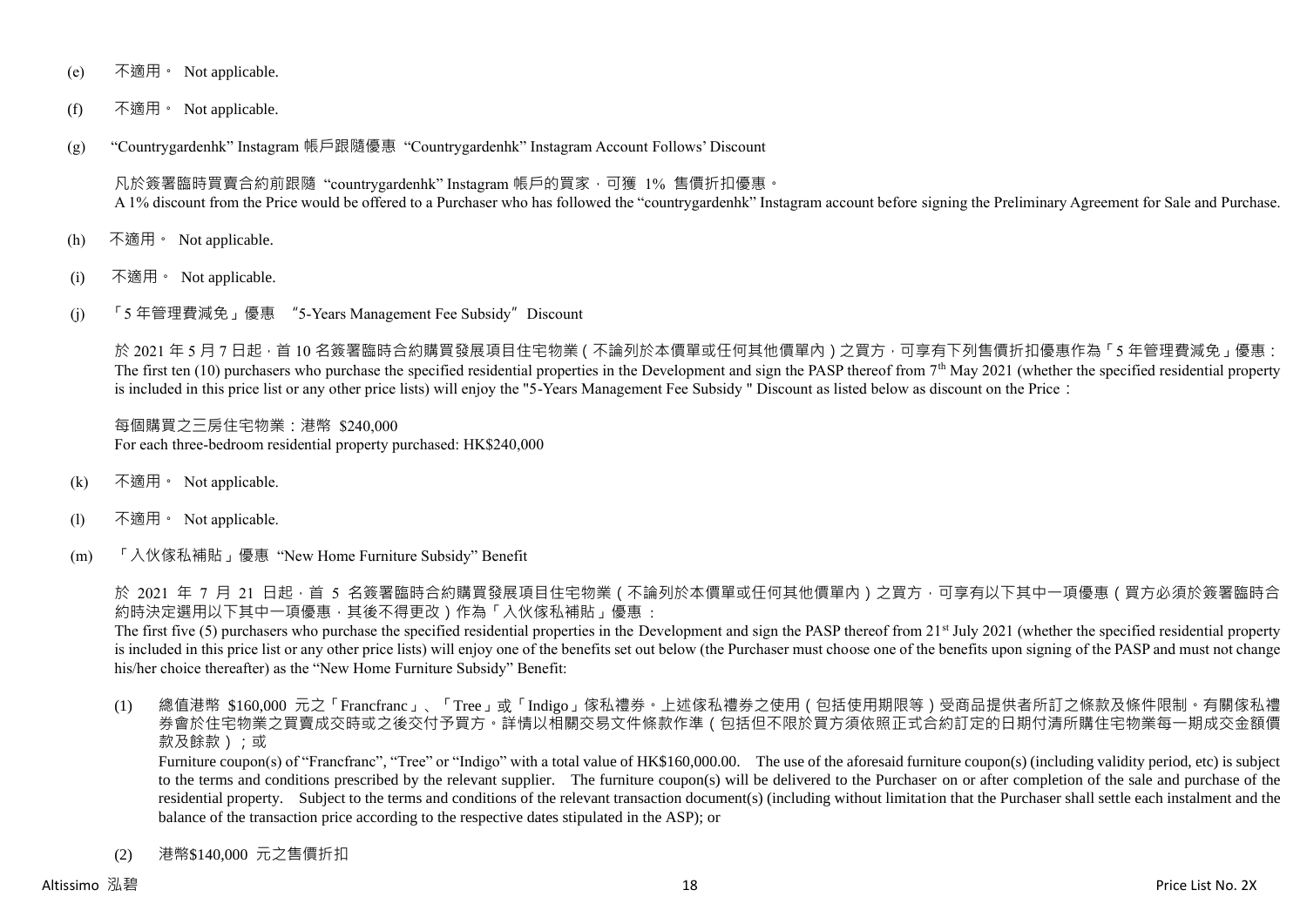(e) 不適用。 Not applicable.

(f) 不適用。 Not applicable.

(g) “Countrygardenhk” Instagram 帳戶跟隨優惠 “Countrygardenhk” Instagram Account Follows’ Discount

凡於簽署臨時買賣合約前跟隨 “countrygardenhk” Instagram 帳戶的買家，可獲 1% 售價折扣優惠。
A 1% discount from the Price would be offered to a Purchaser who has followed the “countrygardenhk” Instagram account before signing the Preliminary Agreement for Sale and Purchase.

(h) 不適用。 Not applicable.

(i) 不適用。 Not applicable.

(j) 「5 年管理費減免」優惠 “5-Years Management Fee Subsidy” Discount

於 2021 年 5 月 7 日起，首 10 名簽署臨時合約購買發展項目住宅物業（不論列於本價單或任何其他價單內）之買方，可享有下列售價折扣優惠作為「5 年管理費減免」優惠：
The first ten (10) purchasers who purchase the specified residential properties in the Development and sign the PASP thereof from 7th May 2021 (whether the specified residential property is included in this price list or any other price lists) will enjoy the "5-Years Management Fee Subsidy " Discount as listed below as discount on the Price：

每個購買之三房住宅物業：港幣 $240,000
For each three-bedroom residential property purchased: HK$240,000

(k) 不適用。 Not applicable.

(l) 不適用。 Not applicable.

(m) 「入伙傢私補貼」優惠 “New Home Furniture Subsidy” Benefit

於 2021 年 7 月 21 日起，首 5 名簽署臨時合約購買發展項目住宅物業（不論列於本價單或任何其他價單內）之買方，可享有以下其中一項優惠（買方必須於簽署臨時合約時決定選用以下其中一項優惠，其後不得更改）作為「入伙傢私補貼」優惠：
The first five (5) purchasers who purchase the specified residential properties in the Development and sign the PASP thereof from 21st July 2021 (whether the specified residential property is included in this price list or any other price lists) will enjoy one of the benefits set out below (the Purchaser must choose one of the benefits upon signing of the PASP and must not change his/her choice thereafter) as the “New Home Furniture Subsidy” Benefit:

(1) 總值港幣 $160,000 元之「Francfranc」、「Tree」或「Indigo」傢私禮券。上述傢私禮券之使用（包括使用期限等）受商品提供者所訂之條款及條件限制。有關傢私禮券會於住宅物業之買賣成交時或之後交付予買方。詳情以相關交易文件條款作準（包括但不限於買方須依照正式合約訂定的日期付清所購住宅物業每一期成交金額價款及餘款）；或
Furniture coupon(s) of “Francfranc”, “Tree” or “Indigo” with a total value of HK$160,000.00. The use of the aforesaid furniture coupon(s) (including validity period, etc) is subject to the terms and conditions prescribed by the relevant supplier. The furniture coupon(s) will be delivered to the Purchaser on or after completion of the sale and purchase of the residential property. Subject to the terms and conditions of the relevant transaction document(s) (including without limitation that the Purchaser shall settle each instalment and the balance of the transaction price according to the respective dates stipulated in the ASP); or

(2) 港幣$140,000 元之售價折扣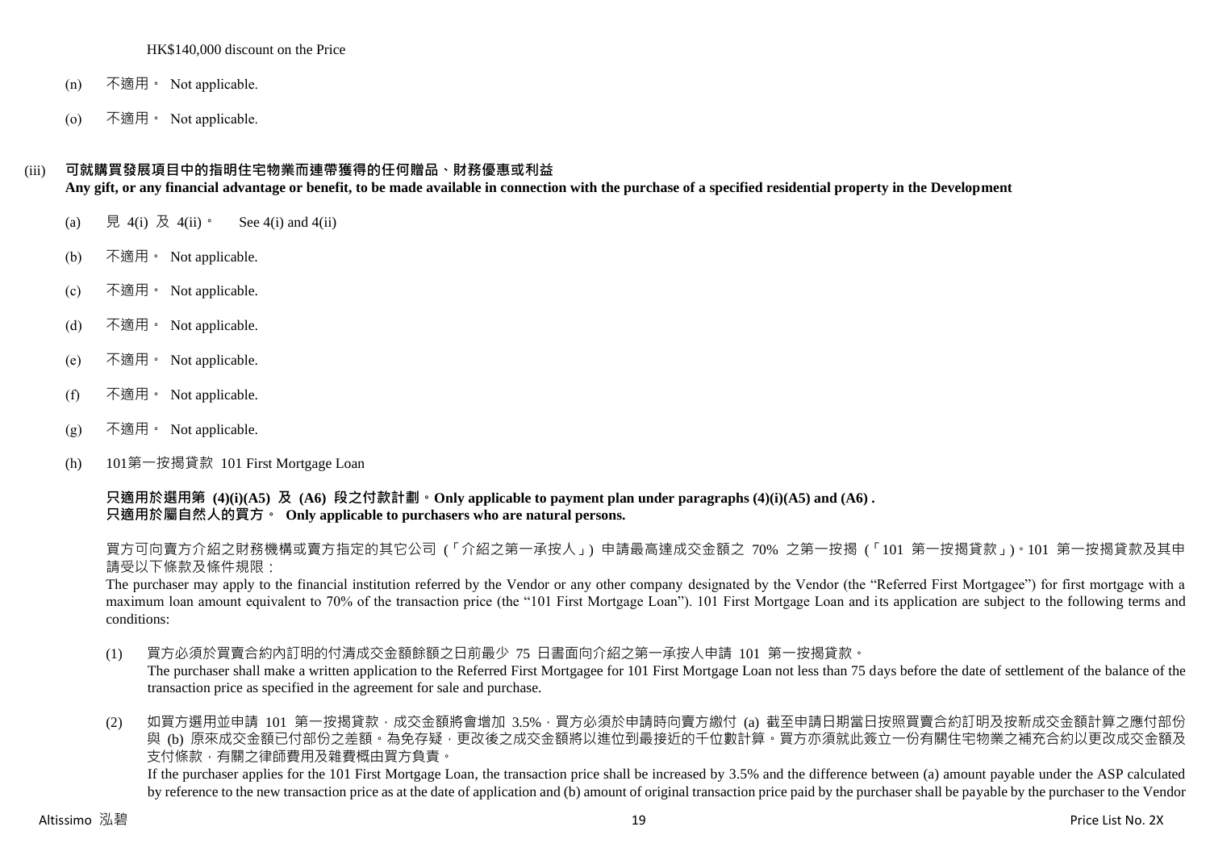HK$140,000 discount on the Price

(n) 不適用。 Not applicable.

(o) 不適用。 Not applicable.

(iii) **可就購買發展項目中的指明住宅物業而連帶獲得的任何贈品、財務優惠或利益**
**Any gift, or any financial advantage or benefit, to be made available in connection with the purchase of a specified residential property in the Development**

(a) 見 4(i) 及 4(ii)。 See 4(i) and 4(ii)

(b) 不適用。 Not applicable.

(c) 不適用。 Not applicable.

(d) 不適用。 Not applicable.

(e) 不適用。 Not applicable.

(f) 不適用。 Not applicable.

(g) 不適用。 Not applicable.

(h) 101第一按揭貸款 101 First Mortgage Loan

**只適用於選用第 (4)(i)(A5) 及 (A6) 段之付款計劃。Only applicable to payment plan under paragraphs (4)(i)(A5) and (A6) .**
**只適用於屬自然人的買方。 Only applicable to purchasers who are natural persons.**

買方可向賣方介紹之財務機構或賣方指定的其它公司 (「介紹之第一承按人」) 申請最高達成交金額之 70% 之第一按揭 (「101 第一按揭貸款」)。101 第一按揭貸款及其申請受以下條款及條件規限：
The purchaser may apply to the financial institution referred by the Vendor or any other company designated by the Vendor (the "Referred First Mortgagee") for first mortgage with a maximum loan amount equivalent to 70% of the transaction price (the "101 First Mortgage Loan"). 101 First Mortgage Loan and its application are subject to the following terms and conditions:

(1) 買方必須於買賣合約內訂明的付清成交金額餘額之日前最少 75 日書面向介紹之第一承按人申請 101 第一按揭貸款。
The purchaser shall make a written application to the Referred First Mortgagee for 101 First Mortgage Loan not less than 75 days before the date of settlement of the balance of the transaction price as specified in the agreement for sale and purchase.

(2) 如買方選用並申請 101 第一按揭貸款，成交金額將會增加 3.5%，買方必須於申請時向賣方繳付 (a) 截至申請日期當日按照買賣合約訂明及按新成交金額計算之應付部份與 (b) 原來成交金額已付部份之差額。為免存疑，更改後之成交金額將以進位到最接近的千位數計算。買方亦須就此簽立一份有關住宅物業之補充合約以更改成交金額及支付條款，有關之律師費用及雜費概由買方負責。
If the purchaser applies for the 101 First Mortgage Loan, the transaction price shall be increased by 3.5% and the difference between (a) amount payable under the ASP calculated by reference to the new transaction price as at the date of application and (b) amount of original transaction price paid by the purchaser shall be payable by the purchaser to the Vendor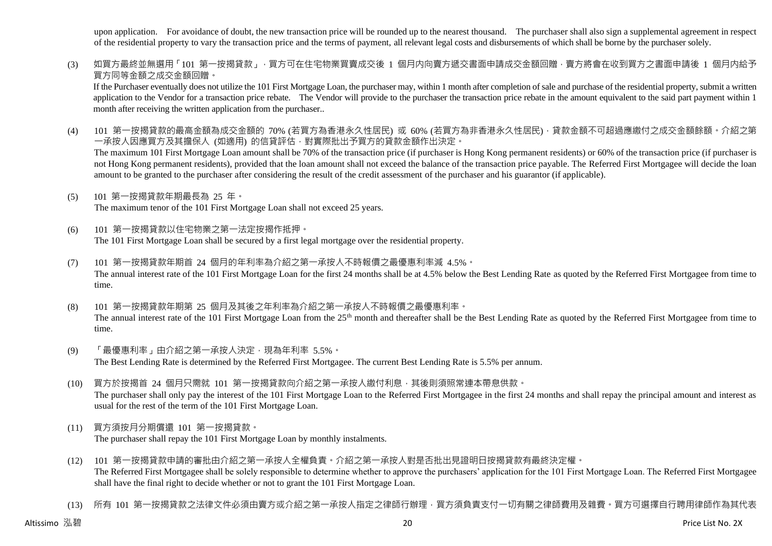upon application. For avoidance of doubt, the new transaction price will be rounded up to the nearest thousand. The purchaser shall also sign a supplemental agreement in respect of the residential property to vary the transaction price and the terms of payment, all relevant legal costs and disbursements of which shall be borne by the purchaser solely.

(3) 如買方最終並無選用「101 第一按揭貸款」，買方可在住宅物業買賣成交後 1 個月內向賣方遞交書面申請成交金額回贈，賣方將會在收到買方之書面申請後 1 個月內給予買方同等金額之成交金額回贈。
If the Purchaser eventually does not utilize the 101 First Mortgage Loan, the purchaser may, within 1 month after completion of sale and purchase of the residential property, submit a written application to the Vendor for a transaction price rebate. The Vendor will provide to the purchaser the transaction price rebate in the amount equivalent to the said part payment within 1 month after receiving the written application from the purchaser..

(4) 101 第一按揭貸款的最高金額為成交金額的 70% (若買方為香港永久性居民) 或 60% (若買方為非香港永久性居民)，貸款金額不可超過應繳付之成交金額餘額。介紹之第一承按人因應買方及其擔保人 (如適用) 的信貸評估，對實際批出予買方的貸款金額作出決定。
The maximum 101 First Mortgage Loan amount shall be 70% of the transaction price (if purchaser is Hong Kong permanent residents) or 60% of the transaction price (if purchaser is not Hong Kong permanent residents), provided that the loan amount shall not exceed the balance of the transaction price payable. The Referred First Mortgagee will decide the loan amount to be granted to the purchaser after considering the result of the credit assessment of the purchaser and his guarantor (if applicable).

(5) 101 第一按揭貸款年期最長為 25 年。
The maximum tenor of the 101 First Mortgage Loan shall not exceed 25 years.

(6) 101 第一按揭貸款以住宅物業之第一法定按揭作抵押。
The 101 First Mortgage Loan shall be secured by a first legal mortgage over the residential property.

(7) 101 第一按揭貸款年期首 24 個月的年利率為介紹之第一承按人不時報價之最優惠利率減 4.5%。
The annual interest rate of the 101 First Mortgage Loan for the first 24 months shall be at 4.5% below the Best Lending Rate as quoted by the Referred First Mortgagee from time to time.

(8) 101 第一按揭貸款年期第 25 個月及其後之年利率為介紹之第一承按人不時報價之最優惠利率。
The annual interest rate of the 101 First Mortgage Loan from the 25th month and thereafter shall be the Best Lending Rate as quoted by the Referred First Mortgagee from time to time.

(9) 「最優惠利率」由介紹之第一承按人決定，現為年利率 5.5%。
The Best Lending Rate is determined by the Referred First Mortgagee. The current Best Lending Rate is 5.5% per annum.

(10) 買方於按揭首 24 個月只需就 101 第一按揭貸款向介紹之第一承按人繳付利息，其後則須照常連本帶息供款。
The purchaser shall only pay the interest of the 101 First Mortgage Loan to the Referred First Mortgagee in the first 24 months and shall repay the principal amount and interest as usual for the rest of the term of the 101 First Mortgage Loan.

(11) 買方須按月分期償還 101 第一按揭貸款。
The purchaser shall repay the 101 First Mortgage Loan by monthly instalments.

(12) 101 第一按揭貸款申請的審批由介紹之第一承按人全權負責。介紹之第一承按人對是否批出見證明日按揭貸款有最終決定權。
The Referred First Mortgagee shall be solely responsible to determine whether to approve the purchasers' application for the 101 First Mortgage Loan. The Referred First Mortgagee shall have the final right to decide whether or not to grant the 101 First Mortgage Loan.

(13) 所有 101 第一按揭貸款之法律文件必須由賣方或介紹之第一承按人指定之律師行辦理，買方須負責支付一切有關之律師費用及雜費。買方可選擇自行聘用律師作為其代表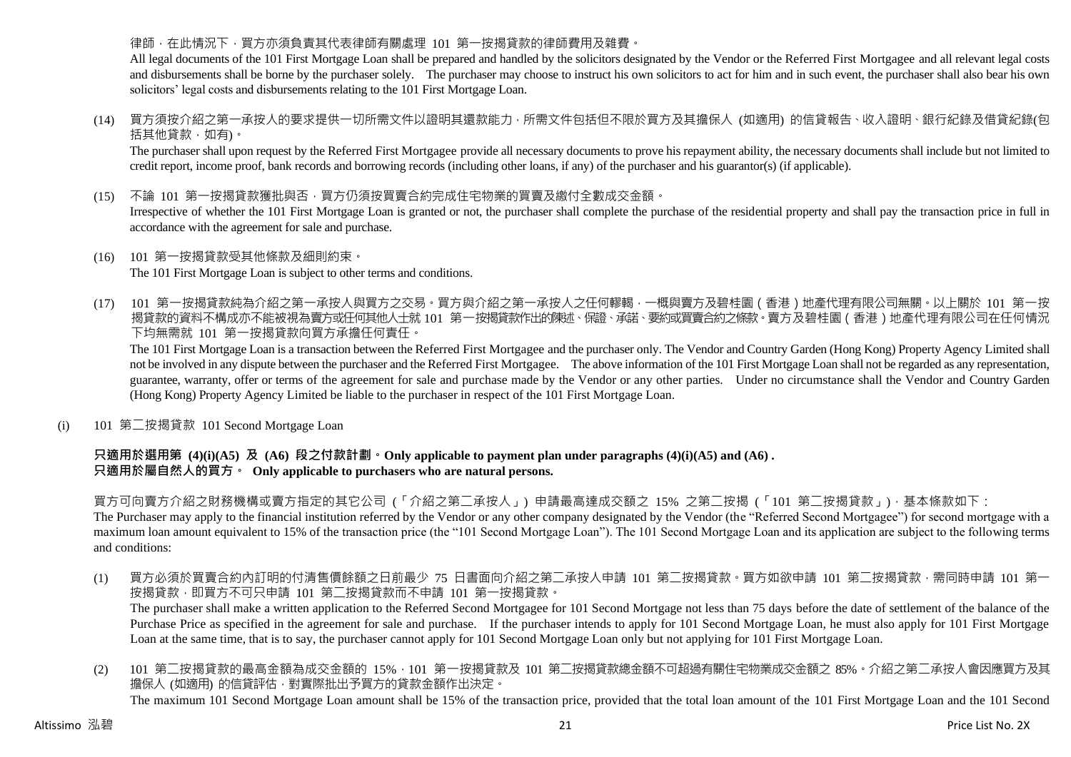律師，在此情況下，買方亦須負責其代表律師有關處理 101 第一按揭貸款的律師費用及雜費。

All legal documents of the 101 First Mortgage Loan shall be prepared and handled by the solicitors designated by the Vendor or the Referred First Mortgagee and all relevant legal costs and disbursements shall be borne by the purchaser solely. The purchaser may choose to instruct his own solicitors to act for him and in such event, the purchaser shall also bear his own solicitors' legal costs and disbursements relating to the 101 First Mortgage Loan.

(14) 買方須按介紹之第一承按人的要求提供一切所需文件以證明其還款能力，所需文件包括但不限於買方及其擔保人 (如適用) 的信貸報告、收入證明、銀行紀錄及借貸紀錄(包括其他貸款，如有)。

The purchaser shall upon request by the Referred First Mortgagee provide all necessary documents to prove his repayment ability, the necessary documents shall include but not limited to credit report, income proof, bank records and borrowing records (including other loans, if any) of the purchaser and his guarantor(s) (if applicable).

(15) 不論 101 第一按揭貸款獲批與否，買方仍須按買賣合約完成住宅物業的買賣及繳付全數成交金額。

Irrespective of whether the 101 First Mortgage Loan is granted or not, the purchaser shall complete the purchase of the residential property and shall pay the transaction price in full in accordance with the agreement for sale and purchase.

(16) 101 第一按揭貸款受其他條款及細則約束。

The 101 First Mortgage Loan is subject to other terms and conditions.

(17) 101 第一按揭貸款純為介紹之第一承按人與買方之交易。買方與介紹之第一承按人之任何轇轕，一概與賣方及碧桂園（香港）地產代理有限公司無關。以上關於 101 第一按揭貸款的資料不構成亦不能被視為賣方或任何其他人士就 101 第一按揭貸款作出的陳述、保證、承諾、要約或買賣合約之條款。賣方及碧桂園（香港）地產代理有限公司在任何情況下均無需就 101 第一按揭貸款向買方承擔任何責任。

The 101 First Mortgage Loan is a transaction between the Referred First Mortgagee and the purchaser only. The Vendor and Country Garden (Hong Kong) Property Agency Limited shall not be involved in any dispute between the purchaser and the Referred First Mortgagee. The above information of the 101 First Mortgage Loan shall not be regarded as any representation, guarantee, warranty, offer or terms of the agreement for sale and purchase made by the Vendor or any other parties. Under no circumstance shall the Vendor and Country Garden (Hong Kong) Property Agency Limited be liable to the purchaser in respect of the 101 First Mortgage Loan.

(i) 101 第二按揭貸款 101 Second Mortgage Loan

**只適用於選用第 (4)(i)(A5) 及 (A6) 段之付款計劃。Only applicable to payment plan under paragraphs (4)(i)(A5) and (A6) .**
**只適用於屬自然人的買方。 Only applicable to purchasers who are natural persons.**

買方可向賣方介紹之財務機構或賣方指定的其它公司 (「介紹之第二承按人」) 申請最高達成交額之 15% 之第二按揭 (「101 第二按揭貸款」)，基本條款如下：

The Purchaser may apply to the financial institution referred by the Vendor or any other company designated by the Vendor (the "Referred Second Mortgagee") for second mortgage with a maximum loan amount equivalent to 15% of the transaction price (the "101 Second Mortgage Loan"). The 101 Second Mortgage Loan and its application are subject to the following terms and conditions:

(1) 買方必須於買賣合約內訂明的付清售價餘額之日前最少 75 日書面向介紹之第二承按人申請 101 第二按揭貸款。買方如欲申請 101 第二按揭貸款，需同時申請 101 第一按揭貸款，即買方不可只申請 101 第二按揭貸款而不申請 101 第一按揭貸款。

The purchaser shall make a written application to the Referred Second Mortgagee for 101 Second Mortgage not less than 75 days before the date of settlement of the balance of the Purchase Price as specified in the agreement for sale and purchase. If the purchaser intends to apply for 101 Second Mortgage Loan, he must also apply for 101 First Mortgage Loan at the same time, that is to say, the purchaser cannot apply for 101 Second Mortgage Loan only but not applying for 101 First Mortgage Loan.

(2) 101 第二按揭貸款的最高金額為成交金額的 15%，101 第一按揭貸款及 101 第二按揭貸款總金額不可超過有關住宅物業成交金額之 85%。介紹之第二承按人會因應買方及其擔保人 (如適用) 的信貸評估，對實際批出予買方的貸款金額作出決定。

The maximum 101 Second Mortgage Loan amount shall be 15% of the transaction price, provided that the total loan amount of the 101 First Mortgage Loan and the 101 Second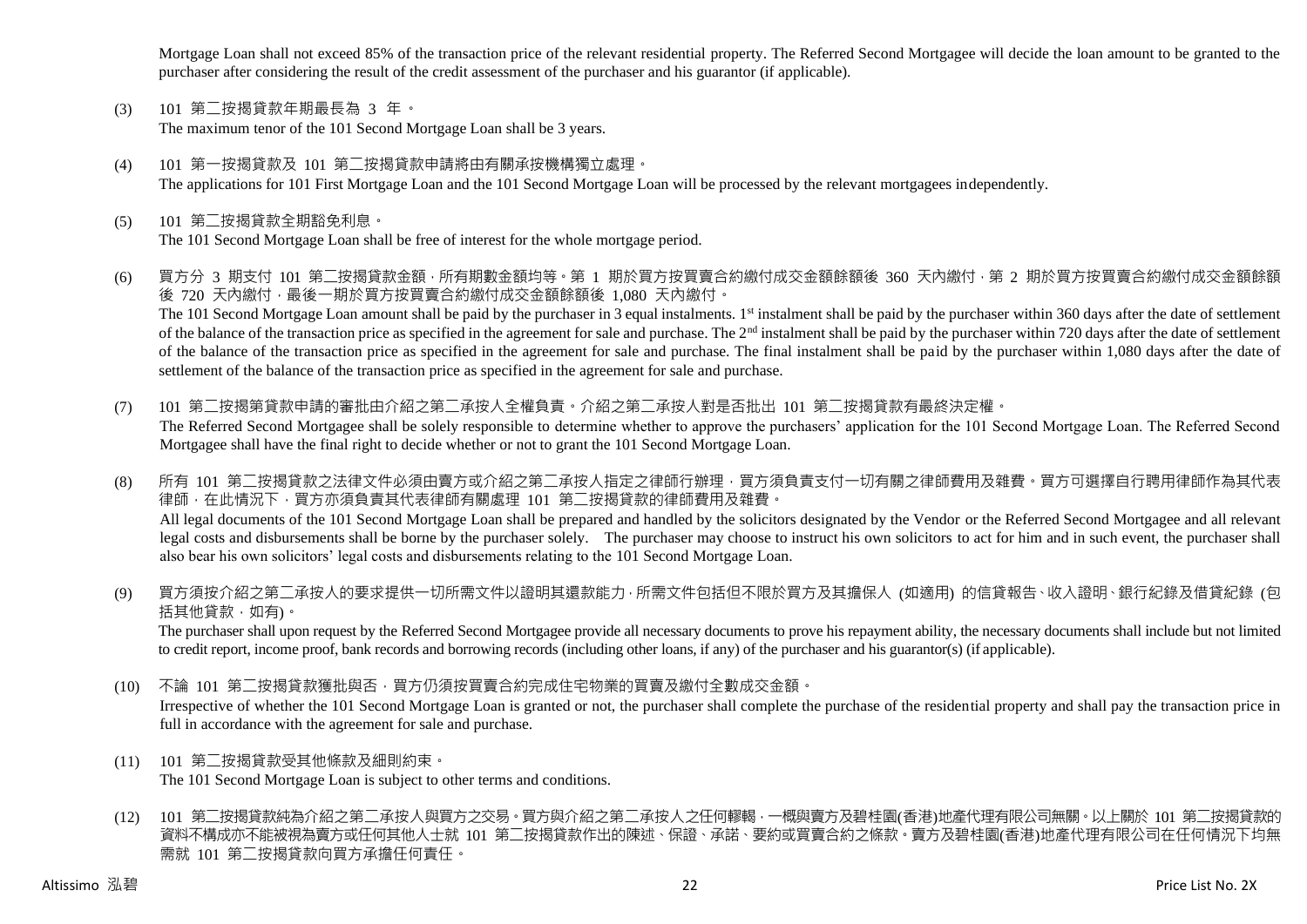Mortgage Loan shall not exceed 85% of the transaction price of the relevant residential property. The Referred Second Mortgagee will decide the loan amount to be granted to the purchaser after considering the result of the credit assessment of the purchaser and his guarantor (if applicable).

(3) 101 第二按揭貸款年期最長為 3 年。
The maximum tenor of the 101 Second Mortgage Loan shall be 3 years.

(4) 101 第一按揭貸款及 101 第二按揭貸款申請將由有關承按機構獨立處理。
The applications for 101 First Mortgage Loan and the 101 Second Mortgage Loan will be processed by the relevant mortgagees independently.

(5) 101 第二按揭貸款全期豁免利息。
The 101 Second Mortgage Loan shall be free of interest for the whole mortgage period.

(6) 買方分 3 期支付 101 第二按揭貸款金額，所有期數金額均等。第 1 期於買方按買賣合約繳付成交金額餘額後 360 天內繳付，第 2 期於買方按買賣合約繳付成交金額餘額後 720 天內繳付，最後一期於買方按買賣合約繳付成交金額餘額後 1,080 天內繳付。
The 101 Second Mortgage Loan amount shall be paid by the purchaser in 3 equal instalments. 1st instalment shall be paid by the purchaser within 360 days after the date of settlement of the balance of the transaction price as specified in the agreement for sale and purchase. The 2nd instalment shall be paid by the purchaser within 720 days after the date of settlement of the balance of the transaction price as specified in the agreement for sale and purchase. The final instalment shall be paid by the purchaser within 1,080 days after the date of settlement of the balance of the transaction price as specified in the agreement for sale and purchase.

(7) 101 第二按揭第貸款申請的審批由介紹之第二承按人全權負責。介紹之第二承按人對是否批出 101 第二按揭貸款有最終決定權。
The Referred Second Mortgagee shall be solely responsible to determine whether to approve the purchasers' application for the 101 Second Mortgage Loan. The Referred Second Mortgagee shall have the final right to decide whether or not to grant the 101 Second Mortgage Loan.

(8) 所有 101 第二按揭貸款之法律文件必須由賣方或介紹之第二承按人指定之律師行辦理，買方須負責支付一切有關之律師費用及雜費。買方可選擇自行聘用律師作為其代表律師，在此情況下，買方亦須負責其代表律師有關處理 101 第二按揭貸款的律師費用及雜費。
All legal documents of the 101 Second Mortgage Loan shall be prepared and handled by the solicitors designated by the Vendor or the Referred Second Mortgagee and all relevant legal costs and disbursements shall be borne by the purchaser solely. The purchaser may choose to instruct his own solicitors to act for him and in such event, the purchaser shall also bear his own solicitors' legal costs and disbursements relating to the 101 Second Mortgage Loan.

(9) 買方須按介紹之第二承按人的要求提供一切所需文件以證明其還款能力，所需文件包括但不限於買方及其擔保人 (如適用) 的信貸報告、收入證明、銀行紀錄及借貸紀錄 (包括其他貸款，如有)。
The purchaser shall upon request by the Referred Second Mortgagee provide all necessary documents to prove his repayment ability, the necessary documents shall include but not limited to credit report, income proof, bank records and borrowing records (including other loans, if any) of the purchaser and his guarantor(s) (if applicable).

(10) 不論 101 第二按揭貸款獲批與否，買方仍須按買賣合約完成住宅物業的買賣及繳付全數成交金額。
Irrespective of whether the 101 Second Mortgage Loan is granted or not, the purchaser shall complete the purchase of the residential property and shall pay the transaction price in full in accordance with the agreement for sale and purchase.

(11) 101 第二按揭貸款受其他條款及細則約束。
The 101 Second Mortgage Loan is subject to other terms and conditions.

(12) 101 第二按揭貸款純為介紹之第二承按人與買方之交易。買方與介紹之第二承按人之任何轇輵，一概與賣方及碧桂園(香港)地產代理有限公司無關。以上關於 101 第二按揭貸款的資料不構成亦不能被視為賣方或任何其他人士就 101 第二按揭貸款作出的陳述、保證、承諾、要約或買賣合約之條款。賣方及碧桂園(香港)地產代理有限公司在任何情況下均無需就 101 第二按揭貸款向買方承擔任何責任。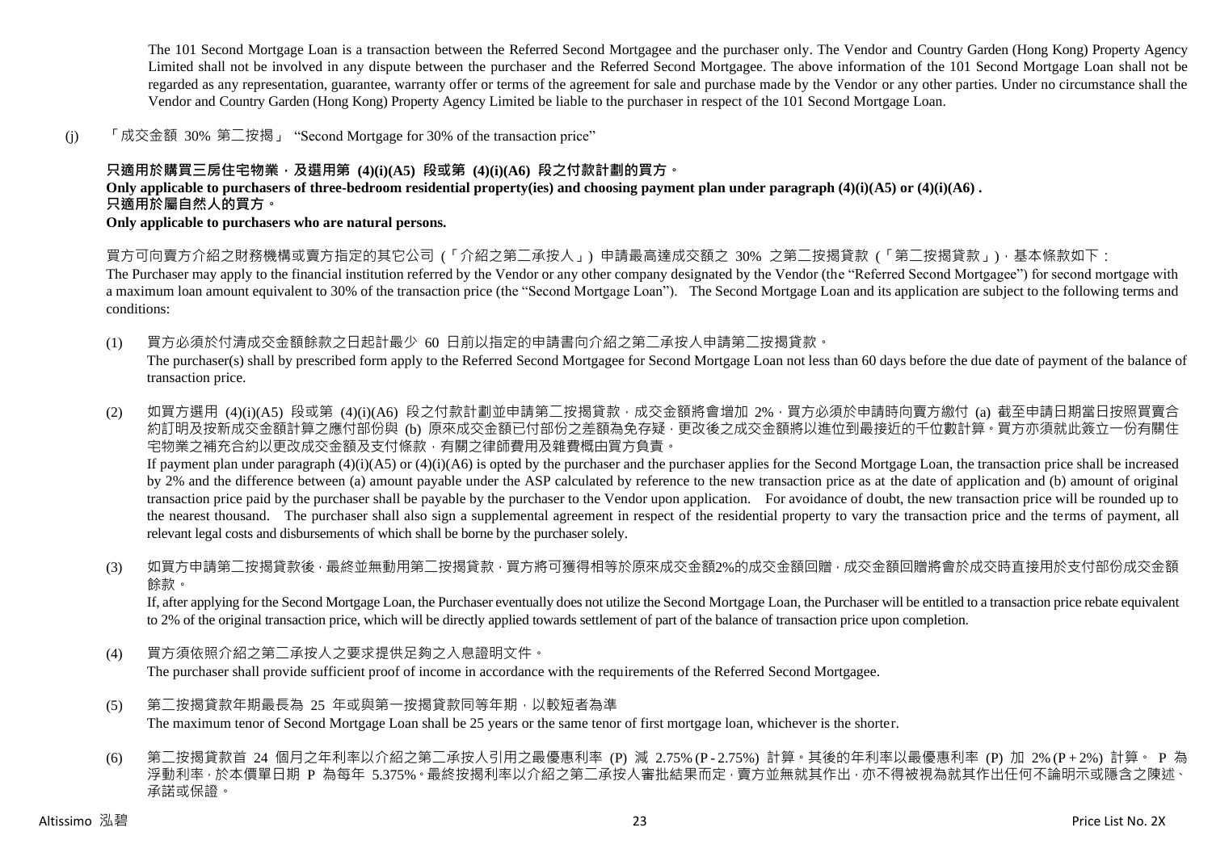The 101 Second Mortgage Loan is a transaction between the Referred Second Mortgagee and the purchaser only. The Vendor and Country Garden (Hong Kong) Property Agency Limited shall not be involved in any dispute between the purchaser and the Referred Second Mortgagee. The above information of the 101 Second Mortgage Loan shall not be regarded as any representation, guarantee, warranty offer or terms of the agreement for sale and purchase made by the Vendor or any other parties. Under no circumstance shall the Vendor and Country Garden (Hong Kong) Property Agency Limited be liable to the purchaser in respect of the 101 Second Mortgage Loan.

(j) 「成交金額 30% 第二按揭」 "Second Mortgage for 30% of the transaction price"

**只適用於購買三房住宅物業，及選用第 (4)(i)(A5) 段或第 (4)(i)(A6) 段之付款計劃的買方。**
**Only applicable to purchasers of three-bedroom residential property(ies) and choosing payment plan under paragraph (4)(i)(A5) or (4)(i)(A6) .**
**只適用於屬自然人的買方。**
**Only applicable to purchasers who are natural persons.**

買方可向賣方介紹之財務機構或賣方指定的其它公司 (「介紹之第二承按人」) 申請最高達成交額之 30% 之第二按揭貸款 (「第二按揭貸款」)，基本條款如下：
The Purchaser may apply to the financial institution referred by the Vendor or any other company designated by the Vendor (the "Referred Second Mortgagee") for second mortgage with a maximum loan amount equivalent to 30% of the transaction price (the "Second Mortgage Loan"). The Second Mortgage Loan and its application are subject to the following terms and conditions:

(1) 買方必須於付清成交金額餘款之日起計最少 60 日前以指定的申請書向介紹之第二承按人申請第二按揭貸款。
The purchaser(s) shall by prescribed form apply to the Referred Second Mortgagee for Second Mortgage Loan not less than 60 days before the due date of payment of the balance of transaction price.

(2) 如買方選用 (4)(i)(A5) 段或第 (4)(i)(A6) 段之付款計劃並申請第二按揭貸款，成交金額將會增加 2%，買方必須於申請時向賣方繳付 (a) 截至申請日期當日按照買賣合約訂明及按新成交金額計算之應付部份與 (b) 原來成交金額已付部份之差額為免存疑，更改後之成交金額將以進位到最接近的千位數計算。買方亦須就此簽立一份有關住宅物業之補充合約以更改成交金額及支付條款，有關之律師費用及雜費概由買方負責。
If payment plan under paragraph (4)(i)(A5) or (4)(i)(A6) is opted by the purchaser and the purchaser applies for the Second Mortgage Loan, the transaction price shall be increased by 2% and the difference between (a) amount payable under the ASP calculated by reference to the new transaction price as at the date of application and (b) amount of original transaction price paid by the purchaser shall be payable by the purchaser to the Vendor upon application. For avoidance of doubt, the new transaction price will be rounded up to the nearest thousand. The purchaser shall also sign a supplemental agreement in respect of the residential property to vary the transaction price and the terms of payment, all relevant legal costs and disbursements of which shall be borne by the purchaser solely.

(3) 如買方申請第二按揭貸款後，最終並無動用第二按揭貸款，買方將可獲得相等於原來成交金額2%的成交金額回贈，成交金額回贈將會於成交時直接用於支付部份成交金額餘款。
If, after applying for the Second Mortgage Loan, the Purchaser eventually does not utilize the Second Mortgage Loan, the Purchaser will be entitled to a transaction price rebate equivalent to 2% of the original transaction price, which will be directly applied towards settlement of part of the balance of transaction price upon completion.

(4) 買方須依照介紹之第二承按人之要求提供足夠之入息證明文件。
The purchaser shall provide sufficient proof of income in accordance with the requirements of the Referred Second Mortgagee.

(5) 第二按揭貸款年期最長為 25 年或與第一按揭貸款同等年期，以較短者為準
The maximum tenor of Second Mortgage Loan shall be 25 years or the same tenor of first mortgage loan, whichever is the shorter.

(6) 第二按揭貸款首 24 個月之年利率以介紹之第二承按人引用之最優惠利率 (P) 減 2.75% (P - 2.75%) 計算。其後的年利率以最優惠利率 (P) 加 2% (P + 2%) 計算。 P 為浮動利率，於本價單日期 P 為每年 5.375%。最終按揭利率以介紹之第二承按人審批結果而定，賣方並無就其作出，亦不得被視為就其作出任何不論明示或隱含之陳述、承諾或保證。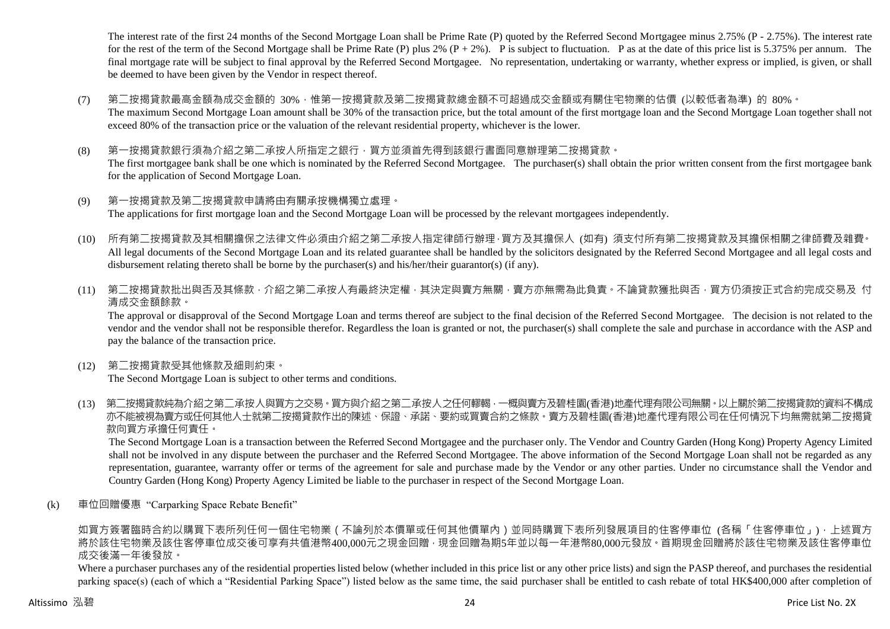The interest rate of the first 24 months of the Second Mortgage Loan shall be Prime Rate (P) quoted by the Referred Second Mortgagee minus 2.75% (P - 2.75%). The interest rate for the rest of the term of the Second Mortgage shall be Prime Rate (P) plus 2% (P + 2%). P is subject to fluctuation. P as at the date of this price list is 5.375% per annum. The final mortgage rate will be subject to final approval by the Referred Second Mortgagee. No representation, undertaking or warranty, whether express or implied, is given, or shall be deemed to have been given by the Vendor in respect thereof.

(7) 第二按揭貸款最高金額為成交金額的 30%，惟第一按揭貸款及第二按揭貸款總金額不可超過成交金額或有關住宅物業的估價 (以較低者為準) 的 80%。
The maximum Second Mortgage Loan amount shall be 30% of the transaction price, but the total amount of the first mortgage loan and the Second Mortgage Loan together shall not exceed 80% of the transaction price or the valuation of the relevant residential property, whichever is the lower.

(8) 第一按揭貸款銀行須為介紹之第二承按人所指定之銀行，買方並須首先得到該銀行書面同意辦理第二按揭貸款。
The first mortgagee bank shall be one which is nominated by the Referred Second Mortgagee. The purchaser(s) shall obtain the prior written consent from the first mortgagee bank for the application of Second Mortgage Loan.

(9) 第一按揭貸款及第二按揭貸款申請將由有關承按機構獨立處理。
The applications for first mortgage loan and the Second Mortgage Loan will be processed by the relevant mortgagees independently.

(10) 所有第二按揭貸款及其相關擔保之法律文件必須由介紹之第二承按人指定律師行辦理，買方及其擔保人 (如有) 須支付所有第二按揭貸款及其擔保相關之律師費及雜費。
All legal documents of the Second Mortgage Loan and its related guarantee shall be handled by the solicitors designated by the Referred Second Mortgagee and all legal costs and disbursement relating thereto shall be borne by the purchaser(s) and his/her/their guarantor(s) (if any).

(11) 第二按揭貸款批出與否及其條款，介紹之第二承按人有最終決定權，其決定與賣方無關，賣方亦無需為此負責。不論貸款獲批與否，買方仍須按正式合約完成交易及 付清成交金額餘款。
The approval or disapproval of the Second Mortgage Loan and terms thereof are subject to the final decision of the Referred Second Mortgagee. The decision is not related to the vendor and the vendor shall not be responsible therefor. Regardless the loan is granted or not, the purchaser(s) shall complete the sale and purchase in accordance with the ASP and pay the balance of the transaction price.

(12) 第二按揭貸款受其他條款及細則約束。
The Second Mortgage Loan is subject to other terms and conditions.

(13) 第二按揭貸款純為介紹之第二承按人與買方之交易。買方與介紹之第二承按人之任何轇轕，一概與賣方及碧桂園(香港)地產代理有限公司無關。以上關於第二按揭貸款的資料不構成亦不能被視為賣方或任何其他人士就第二按揭貸款作出的陳述、保證、承諾、要約或買賣合約之條款。賣方及碧桂園(香港)地產代理有限公司在任何情況下均無需就第二按揭貸款向買方承擔任何責任。
The Second Mortgage Loan is a transaction between the Referred Second Mortgagee and the purchaser only. The Vendor and Country Garden (Hong Kong) Property Agency Limited shall not be involved in any dispute between the purchaser and the Referred Second Mortgagee. The above information of the Second Mortgage Loan shall not be regarded as any representation, guarantee, warranty offer or terms of the agreement for sale and purchase made by the Vendor or any other parties. Under no circumstance shall the Vendor and Country Garden (Hong Kong) Property Agency Limited be liable to the purchaser in respect of the Second Mortgage Loan.

(k) 車位回贈優惠 "Carparking Space Rebate Benefit"

如買方簽署臨時合約以購買下表所列任何一個住宅物業（不論列於本價單或任何其他價單內）並同時購買下表所列發展項目的住客停車位 (各稱「住客停車位」)，上述買方將於該住宅物業及該住客停車位成交後可享有共值港幣400,000元之現金回贈，現金回贈為期5年並以每一年港幣80,000元發放。首期現金回贈將於該住宅物業及該住客停車位成交後滿一年後發放。

Where a purchaser purchases any of the residential properties listed below (whether included in this price list or any other price lists) and sign the PASP thereof, and purchases the residential parking space(s) (each of which a "Residential Parking Space") listed below as the same time, the said purchaser shall be entitled to cash rebate of total HK$400,000 after completion of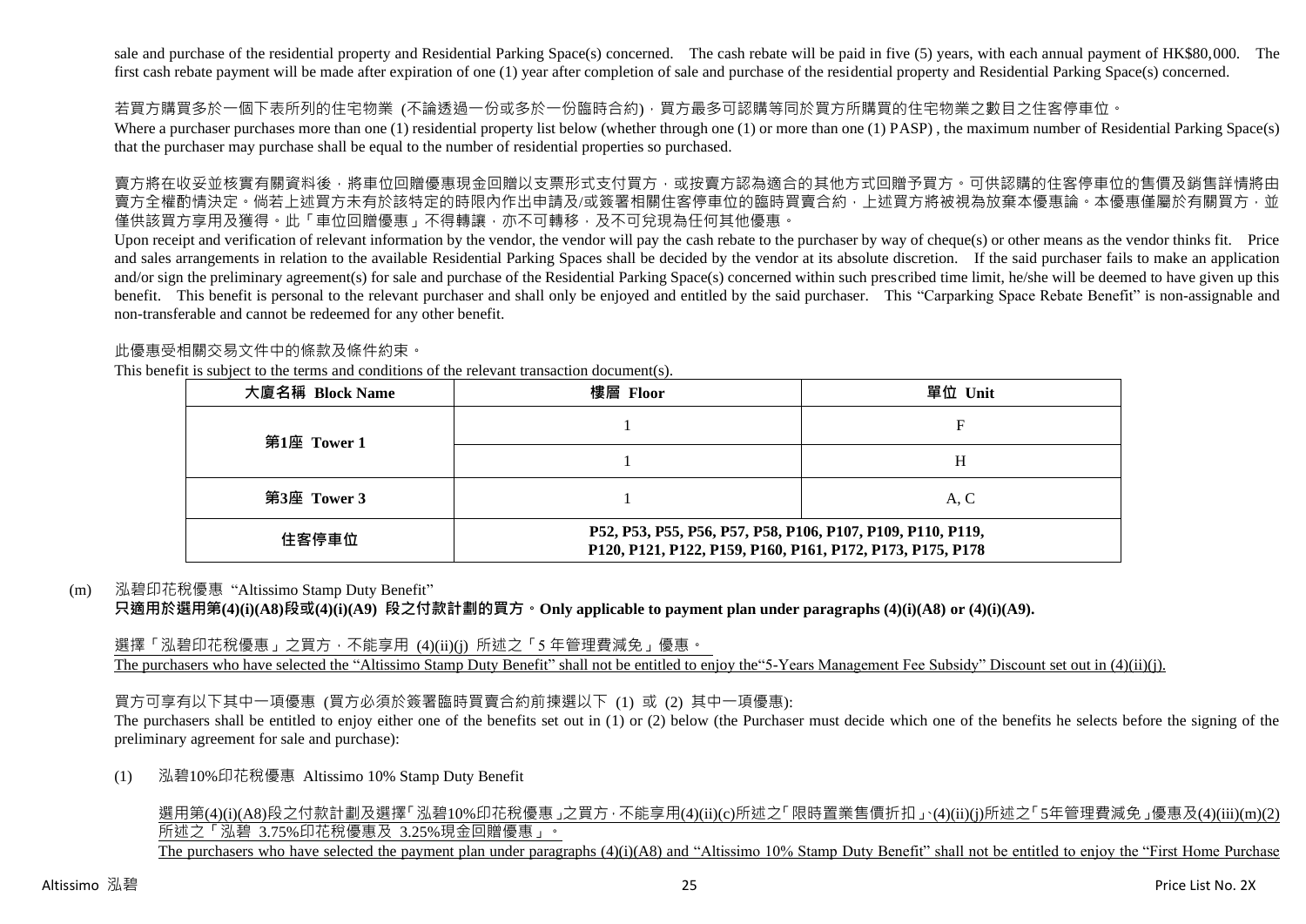sale and purchase of the residential property and Residential Parking Space(s) concerned. The cash rebate will be paid in five (5) years, with each annual payment of HK$80,000. The first cash rebate payment will be made after expiration of one (1) year after completion of sale and purchase of the residential property and Residential Parking Space(s) concerned.

若買方購買多於一個下表所列的住宅物業 (不論透過一份或多於一份臨時合約)，買方最多可認購等同於買方所購買的住宅物業之數目之住客停車位。

Where a purchaser purchases more than one (1) residential property list below (whether through one (1) or more than one (1) PASP) , the maximum number of Residential Parking Space(s) that the purchaser may purchase shall be equal to the number of residential properties so purchased.

賣方將在收妥並核實有關資料後，將車位回贈優惠現金回贈以支票形式支付買方，或按賣方認為適合的其他方式回贈予買方。可供認購的住客停車位的售價及銷售詳情將由賣方全權酌情決定。倘若上述買方未有於該特定的時限內作出申請及/或簽署相關住客停車位的臨時買賣合約，上述買方將被視為放棄本優惠論。本優惠僅屬於有關買方，並僅供該買方享用及獲得。此「車位回贈優惠」不得轉讓，亦不可轉移，及不可兌現為任何其他優惠。

Upon receipt and verification of relevant information by the vendor, the vendor will pay the cash rebate to the purchaser by way of cheque(s) or other means as the vendor thinks fit. Price and sales arrangements in relation to the available Residential Parking Spaces shall be decided by the vendor at its absolute discretion. If the said purchaser fails to make an application and/or sign the preliminary agreement(s) for sale and purchase of the Residential Parking Space(s) concerned within such prescribed time limit, he/she will be deemed to have given up this benefit. This benefit is personal to the relevant purchaser and shall only be enjoyed and entitled by the said purchaser. This "Carparking Space Rebate Benefit" is non-assignable and non-transferable and cannot be redeemed for any other benefit.

此優惠受相關交易文件中的條款及條件約束。

This benefit is subject to the terms and conditions of the relevant transaction document(s).

| 大廈名稱 Block Name | 樓層 Floor | 單位 Unit |
|---|---|---|
| 第1座 Tower 1 | 1 | F |
| | 1 | H |
| 第3座 Tower 3 | 1 | A, C |
| 住客停車位 | P52, P53, P55, P56, P57, P58, P106, P107, P109, P110, P119, P120, P121, P122, P159, P160, P161, P172, P173, P175, P178 | |

(m) 泓碧印花稅優惠 "Altissimo Stamp Duty Benefit"

**只適用於選用第(4)(i)(A8)段或(4)(i)(A9) 段之付款計劃的買方。Only applicable to payment plan under paragraphs (4)(i)(A8) or (4)(i)(A9).**

選擇「泓碧印花稅優惠」之買方，不能享用 (4)(ii)(j) 所述之「5 年管理費減免」優惠。

The purchasers who have selected the "Altissimo Stamp Duty Benefit" shall not be entitled to enjoy the"5-Years Management Fee Subsidy" Discount set out in (4)(ii)(j).

買方可享有以下其中一項優惠 (買方必須於簽署臨時買賣合約前揀選以下 (1) 或 (2) 其中一項優惠):

The purchasers shall be entitled to enjoy either one of the benefits set out in (1) or (2) below (the Purchaser must decide which one of the benefits he selects before the signing of the preliminary agreement for sale and purchase):

(1) 泓碧10%印花稅優惠 Altissimo 10% Stamp Duty Benefit

選用第(4)(i)(A8)段之付款計劃及選擇「泓碧10%印花稅優惠」之買方，不能享用(4)(ii)(c)所述之「限時置業售價折扣」、(4)(ii)(j)所述之「5年管理費減免」優惠及(4)(iii)(m)(2)所述之「泓碧 3.75%印花稅優惠及 3.25%現金回贈優惠」。

The purchasers who have selected the payment plan under paragraphs (4)(i)(A8) and "Altissimo 10% Stamp Duty Benefit" shall not be entitled to enjoy the "First Home Purchase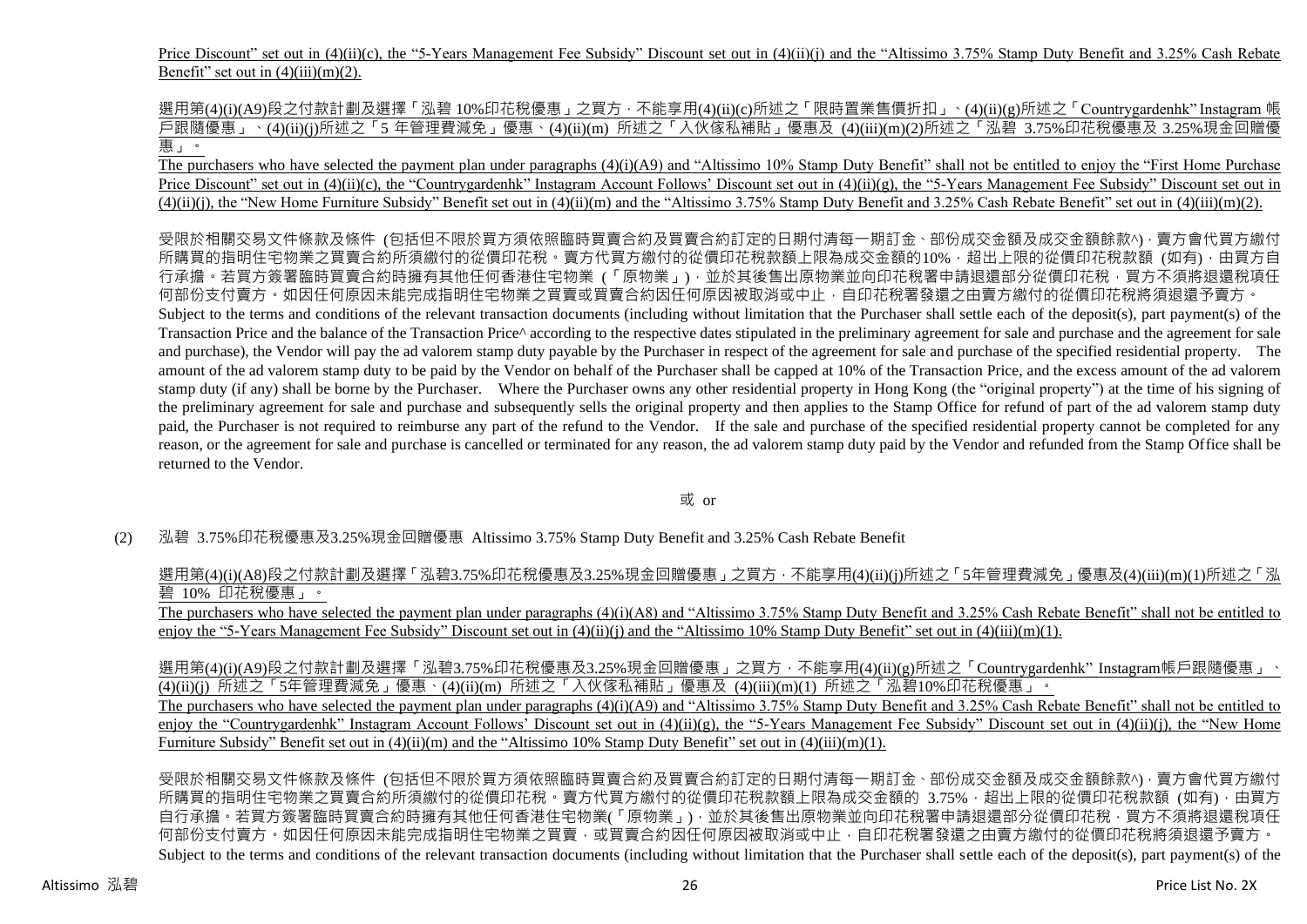Price Discount" set out in (4)(ii)(c), the "5-Years Management Fee Subsidy" Discount set out in (4)(ii)(j) and the "Altissimo 3.75% Stamp Duty Benefit and 3.25% Cash Rebate Benefit" set out in (4)(iii)(m)(2).

選用第(4)(i)(A9)段之付款計劃及選擇「泓碧 10%印花稅優惠」之買方，不能享用(4)(ii)(c)所述之「限時置業售價折扣」、(4)(ii)(g)所述之「Countrygardenhk" Instagram 帳戶跟隨優惠」、(4)(ii)(j)所述之「5 年管理費減免」優惠、(4)(ii)(m) 所述之「入伙傢私補貼」優惠及 (4)(iii)(m)(2)所述之「泓碧 3.75%印花稅優惠及 3.25%現金回贈優惠」。

The purchasers who have selected the payment plan under paragraphs (4)(i)(A9) and "Altissimo 10% Stamp Duty Benefit" shall not be entitled to enjoy the "First Home Purchase Price Discount" set out in (4)(ii)(c), the "Countrygardenhk" Instagram Account Follows' Discount set out in (4)(ii)(g), the "5-Years Management Fee Subsidy" Discount set out in (4)(ii)(j), the "New Home Furniture Subsidy" Benefit set out in (4)(ii)(m) and the "Altissimo 3.75% Stamp Duty Benefit and 3.25% Cash Rebate Benefit" set out in (4)(iii)(m)(2).

受限於相關交易文件條款及條件 (包括但不限於買方須依照臨時買賣合約及買賣合約訂定的日期付清每一期訂金、部份成交金額及成交金額餘款^)，賣方會代買方繳付所購買的指明住宅物業之買賣合約所須繳付的從價印花稅。賣方代買方繳付的從價印花稅款額上限為成交金額的10%，超出上限的從價印花稅款額 (如有)，由買方自行承擔。若買方簽署臨時買賣合約時擁有其他任何香港住宅物業 (「原物業」)，並於其後售出原物業並向印花稅署申請退還部分從價印花稅，買方不須將退還稅項任何部份支付賣方。如因任何原因未能完成指明住宅物業之買賣或買賣合約因任何原因被取消或中止，自印花稅署發還之由賣方繳付的從價印花稅將須退還予賣方。

Subject to the terms and conditions of the relevant transaction documents (including without limitation that the Purchaser shall settle each of the deposit(s), part payment(s) of the Transaction Price and the balance of the Transaction Price^ according to the respective dates stipulated in the preliminary agreement for sale and purchase and the agreement for sale and purchase), the Vendor will pay the ad valorem stamp duty payable by the Purchaser in respect of the agreement for sale and purchase of the specified residential property. The amount of the ad valorem stamp duty to be paid by the Vendor on behalf of the Purchaser shall be capped at 10% of the Transaction Price, and the excess amount of the ad valorem stamp duty (if any) shall be borne by the Purchaser. Where the Purchaser owns any other residential property in Hong Kong (the "original property") at the time of his signing of the preliminary agreement for sale and purchase and subsequently sells the original property and then applies to the Stamp Office for refund of part of the ad valorem stamp duty paid, the Purchaser is not required to reimburse any part of the refund to the Vendor. If the sale and purchase of the specified residential property cannot be completed for any reason, or the agreement for sale and purchase is cancelled or terminated for any reason, the ad valorem stamp duty paid by the Vendor and refunded from the Stamp Office shall be returned to the Vendor.

或 or

(2) 泓碧 3.75%印花稅優惠及3.25%現金回贈優惠 Altissimo 3.75% Stamp Duty Benefit and 3.25% Cash Rebate Benefit

選用第(4)(i)(A8)段之付款計劃及選擇「泓碧3.75%印花稅優惠及3.25%現金回贈優惠」之買方，不能享用(4)(ii)(j)所述之「5年管理費減免」優惠及(4)(iii)(m)(1)所述之「泓碧 10% 印花稅優惠」。

The purchasers who have selected the payment plan under paragraphs (4)(i)(A8) and "Altissimo 3.75% Stamp Duty Benefit and 3.25% Cash Rebate Benefit" shall not be entitled to enjoy the "5-Years Management Fee Subsidy" Discount set out in (4)(ii)(j) and the "Altissimo 10% Stamp Duty Benefit" set out in (4)(iii)(m)(1).

選用第(4)(i)(A9)段之付款計劃及選擇「泓碧3.75%印花稅優惠及3.25%現金回贈優惠」之買方，不能享用(4)(ii)(g)所述之「Countrygardenhk" Instagram帳戶跟隨優惠」、(4)(ii)(j) 所述之「5年管理費減免」優惠、(4)(ii)(m) 所述之「入伙傢私補貼」優惠及 (4)(iii)(m)(1) 所述之「泓碧10%印花稅優惠」。

The purchasers who have selected the payment plan under paragraphs (4)(i)(A9) and "Altissimo 3.75% Stamp Duty Benefit and 3.25% Cash Rebate Benefit" shall not be entitled to enjoy the "Countrygardenhk" Instagram Account Follows' Discount set out in (4)(ii)(g), the "5-Years Management Fee Subsidy" Discount set out in (4)(ii)(j), the "New Home Furniture Subsidy" Benefit set out in (4)(ii)(m) and the "Altissimo 10% Stamp Duty Benefit" set out in (4)(iii)(m)(1).

受限於相關交易文件條款及條件 (包括但不限於買方須依照臨時買賣合約及買賣合約訂定的日期付清每一期訂金、部份成交金額及成交金額餘款^)，賣方會代買方繳付所購買的指明住宅物業之買賣合約所須繳付的從價印花稅。賣方代買方繳付的從價印花稅款額上限為成交金額的 3.75%，超出上限的從價印花稅款額 (如有)，由買方自行承擔。若買方簽署臨時買賣合約時擁有其他任何香港住宅物業(「原物業」)，並於其後售出原物業並向印花稅署申請退還部分從價印花稅，買方不須將退還稅項任何部份支付賣方。如因任何原因未能完成指明住宅物業之買賣，或買賣合約因任何原因被取消或中止，自印花稅署發還之由賣方繳付的從價印花稅將須退還予賣方。

Subject to the terms and conditions of the relevant transaction documents (including without limitation that the Purchaser shall settle each of the deposit(s), part payment(s) of the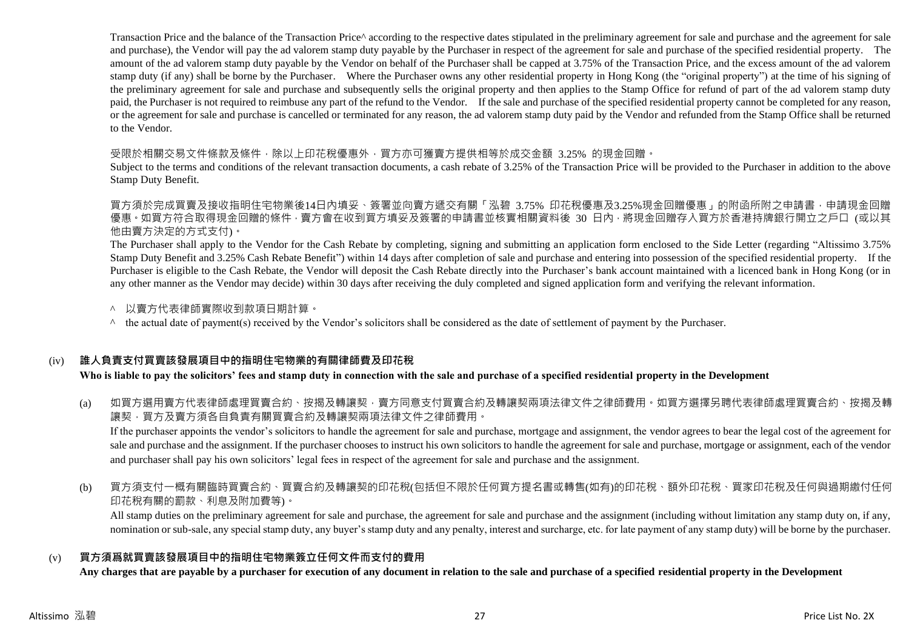Transaction Price and the balance of the Transaction Price^ according to the respective dates stipulated in the preliminary agreement for sale and purchase and the agreement for sale and purchase), the Vendor will pay the ad valorem stamp duty payable by the Purchaser in respect of the agreement for sale and purchase of the specified residential property. The amount of the ad valorem stamp duty payable by the Vendor on behalf of the Purchaser shall be capped at 3.75% of the Transaction Price, and the excess amount of the ad valorem stamp duty (if any) shall be borne by the Purchaser. Where the Purchaser owns any other residential property in Hong Kong (the "original property") at the time of his signing of the preliminary agreement for sale and purchase and subsequently sells the original property and then applies to the Stamp Office for refund of part of the ad valorem stamp duty paid, the Purchaser is not required to reimburse any part of the refund to the Vendor. If the sale and purchase of the specified residential property cannot be completed for any reason, or the agreement for sale and purchase is cancelled or terminated for any reason, the ad valorem stamp duty paid by the Vendor and refunded from the Stamp Office shall be returned to the Vendor.

受限於相關交易文件條款及條件，除以上印花稅優惠外，買方亦可獲賣方提供相等於成交金額 3.25% 的現金回贈。
Subject to the terms and conditions of the relevant transaction documents, a cash rebate of 3.25% of the Transaction Price will be provided to the Purchaser in addition to the above Stamp Duty Benefit.

買方須於完成買賣及接收指明住宅物業後14日內填妥、簽署並向賣方遞交有關「泓碧 3.75% 印花稅優惠及3.25%現金回贈優惠」的附函所附之申請書，申請現金回贈優惠。如買方符合取得現金回贈的條件，賣方會在收到買方填妥及簽署的申請書並核實相關資料後 30 日內，將現金回贈存入買方於香港持牌銀行開立之戶口 (或以其他由賣方決定的方式支付)。
The Purchaser shall apply to the Vendor for the Cash Rebate by completing, signing and submitting an application form enclosed to the Side Letter (regarding "Altissimo 3.75% Stamp Duty Benefit and 3.25% Cash Rebate Benefit") within 14 days after completion of sale and purchase and entering into possession of the specified residential property. If the Purchaser is eligible to the Cash Rebate, the Vendor will deposit the Cash Rebate directly into the Purchaser's bank account maintained with a licenced bank in Hong Kong (or in any other manner as the Vendor may decide) within 30 days after receiving the duly completed and signed application form and verifying the relevant information.

^ 以賣方代表律師實際收到款項日期計算。
^ the actual date of payment(s) received by the Vendor's solicitors shall be considered as the date of settlement of payment by the Purchaser.

## (iv) 誰人負責支付買賣該發展項目中的指明住宅物業的有關律師費及印花稅
**Who is liable to pay the solicitors' fees and stamp duty in connection with the sale and purchase of a specified residential property in the Development**

(a) 如買方選用賣方代表律師處理買賣合約、按揭及轉讓契，賣方同意支付買賣合約及轉讓契兩項法律文件之律師費用。如買方選擇另聘代表律師處理買賣合約、按揭及轉讓契，買方及賣方須各自負責有關買賣合約及轉讓契兩項法律文件之律師費用。
If the purchaser appoints the vendor's solicitors to handle the agreement for sale and purchase, mortgage and assignment, the vendor agrees to bear the legal cost of the agreement for sale and purchase and the assignment. If the purchaser chooses to instruct his own solicitors to handle the agreement for sale and purchase, mortgage or assignment, each of the vendor and purchaser shall pay his own solicitors' legal fees in respect of the agreement for sale and purchase and the assignment.

(b) 買方須支付一概有關臨時買賣合約、買賣合約及轉讓契的印花稅(包括但不限於任何買方提名書或轉售(如有)的印花稅、額外印花稅、買家印花稅及任何與過期繳付任何印花稅有關的罰款、利息及附加費等)。
All stamp duties on the preliminary agreement for sale and purchase, the agreement for sale and purchase and the assignment (including without limitation any stamp duty on, if any, nomination or sub-sale, any special stamp duty, any buyer's stamp duty and any penalty, interest and surcharge, etc. for late payment of any stamp duty) will be borne by the purchaser.

## (v) 買方須爲就買賣該發展項目中的指明住宅物業簽立任何文件而支付的費用
**Any charges that are payable by a purchaser for execution of any document in relation to the sale and purchase of a specified residential property in the Development**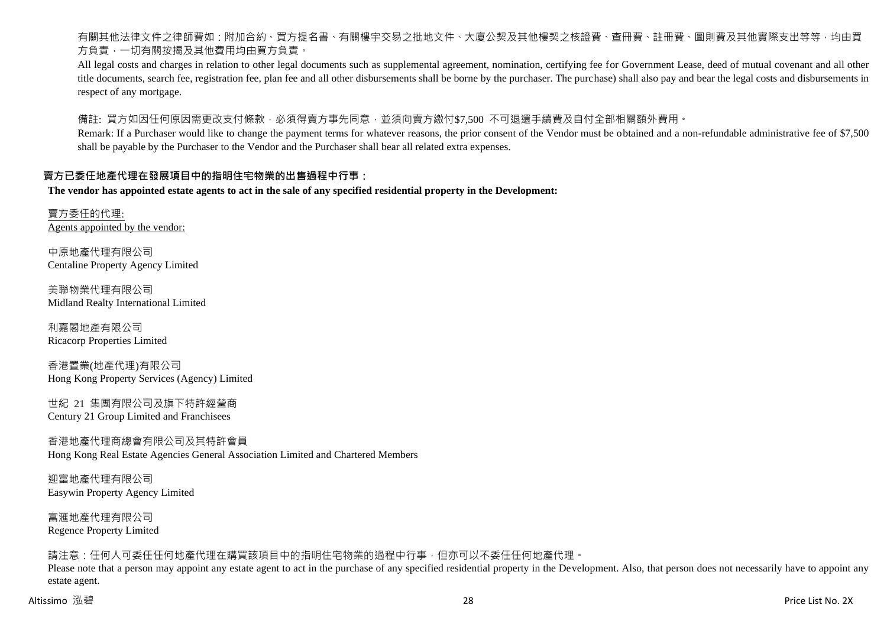有關其他法律文件之律師費如：附加合約、買方提名書、有關樓宇交易之批地文件、大廈公契及其他樓契之核證費、查冊費、註冊費、圖則費及其他實際支出等等，均由買方負責，一切有關按揭及其他費用均由買方負責。

All legal costs and charges in relation to other legal documents such as supplemental agreement, nomination, certifying fee for Government Lease, deed of mutual covenant and all other title documents, search fee, registration fee, plan fee and all other disbursements shall be borne by the purchaser. The purchase) shall also pay and bear the legal costs and disbursements in respect of any mortgage.

備註: 買方如因任何原因需更改支付條款，必須得賣方事先同意，並須向賣方繳付$7,500 不可退還手續費及自付全部相關額外費用。

Remark: If a Purchaser would like to change the payment terms for whatever reasons, the prior consent of the Vendor must be obtained and a non-refundable administrative fee of $7,500 shall be payable by the Purchaser to the Vendor and the Purchaser shall bear all related extra expenses.

**賣方已委任地產代理在發展項目中的指明住宅物業的出售過程中行事：**

**The vendor has appointed estate agents to act in the sale of any specified residential property in the Development:**

賣方委任的代理:
Agents appointed by the vendor:

中原地產代理有限公司
Centaline Property Agency Limited

美聯物業代理有限公司
Midland Realty International Limited

利嘉閣地產有限公司
Ricacorp Properties Limited

香港置業(地產代理)有限公司
Hong Kong Property Services (Agency) Limited

世紀 21 集團有限公司及旗下特許經營商
Century 21 Group Limited and Franchisees

香港地產代理商總會有限公司及其特許會員
Hong Kong Real Estate Agencies General Association Limited and Chartered Members

迎富地產代理有限公司
Easywin Property Agency Limited

富滙地產代理有限公司
Regence Property Limited

請注意：任何人可委任任何地產代理在購買該項目中的指明住宅物業的過程中行事，但亦可以不委任任何地產代理。

Please note that a person may appoint any estate agent to act in the purchase of any specified residential property in the Development. Also, that person does not necessarily have to appoint any estate agent.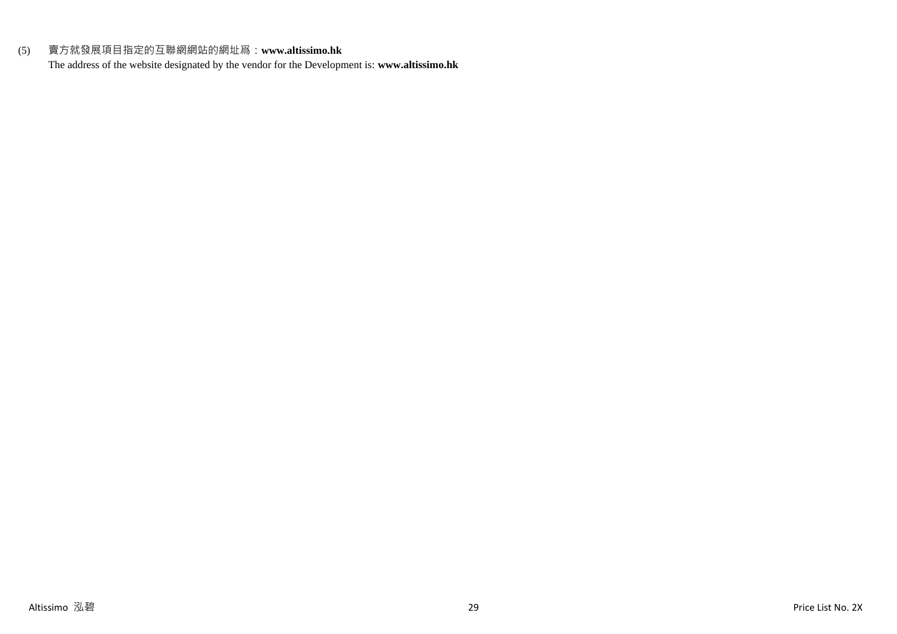(5) 賣方就發展項目指定的互聯網網站的網址爲：**www.altissimo.hk**

The address of the website designated by the vendor for the Development is: **www.altissimo.hk**